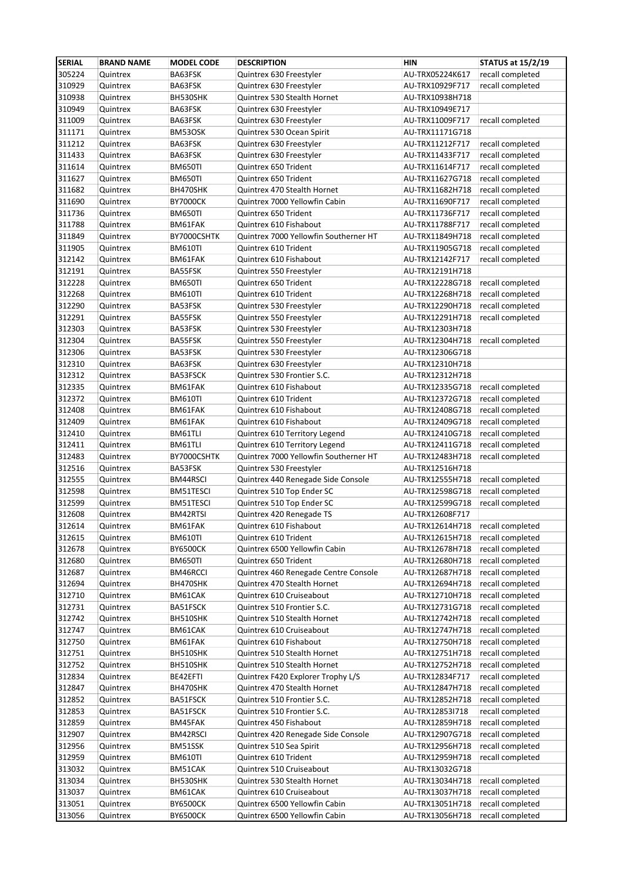| SERIAL | BRAND NAME | MODEL CODE | DESCRIPTION | HIN | STATUS at 15/2/19 |
|---|---|---|---|---|---|
| 305224 | Quintrex | BA63FSK | Quintrex 630 Freestyler | AU-TRX05224K617 | recall completed |
| 310929 | Quintrex | BA63FSK | Quintrex 630 Freestyler | AU-TRX10929F717 | recall completed |
| 310938 | Quintrex | BH530SHK | Quintrex 530 Stealth Hornet | AU-TRX10938H718 | |
| 310949 | Quintrex | BA63FSK | Quintrex 630 Freestyler | AU-TRX10949E717 | |
| 311009 | Quintrex | BA63FSK | Quintrex 630 Freestyler | AU-TRX11009F717 | recall completed |
| 311171 | Quintrex | BM53OSK | Quintrex 530 Ocean Spirit | AU-TRX11171G718 | |
| 311212 | Quintrex | BA63FSK | Quintrex 630 Freestyler | AU-TRX11212F717 | recall completed |
| 311433 | Quintrex | BA63FSK | Quintrex 630 Freestyler | AU-TRX11433F717 | recall completed |
| 311614 | Quintrex | BM650TI | Quintrex 650 Trident | AU-TRX11614F717 | recall completed |
| 311627 | Quintrex | BM650TI | Quintrex 650 Trident | AU-TRX11627G718 | recall completed |
| 311682 | Quintrex | BH470SHK | Quintrex 470 Stealth Hornet | AU-TRX11682H718 | recall completed |
| 311690 | Quintrex | BY7000CK | Quintrex 7000 Yellowfin Cabin | AU-TRX11690F717 | recall completed |
| 311736 | Quintrex | BM650TI | Quintrex 650 Trident | AU-TRX11736F717 | recall completed |
| 311788 | Quintrex | BM61FAK | Quintrex 610 Fishabout | AU-TRX11788F717 | recall completed |
| 311849 | Quintrex | BY7000CSHTK | Quintrex 7000 Yellowfin Southerner HT | AU-TRX11849H718 | recall completed |
| 311905 | Quintrex | BM610TI | Quintrex 610 Trident | AU-TRX11905G718 | recall completed |
| 312142 | Quintrex | BM61FAK | Quintrex 610 Fishabout | AU-TRX12142F717 | recall completed |
| 312191 | Quintrex | BA55FSK | Quintrex 550 Freestyler | AU-TRX12191H718 | |
| 312228 | Quintrex | BM650TI | Quintrex 650 Trident | AU-TRX12228G718 | recall completed |
| 312268 | Quintrex | BM610TI | Quintrex 610 Trident | AU-TRX12268H718 | recall completed |
| 312290 | Quintrex | BA53FSK | Quintrex 530 Freestyler | AU-TRX12290H718 | recall completed |
| 312291 | Quintrex | BA55FSK | Quintrex 550 Freestyler | AU-TRX12291H718 | recall completed |
| 312303 | Quintrex | BA53FSK | Quintrex 530 Freestyler | AU-TRX12303H718 | |
| 312304 | Quintrex | BA55FSK | Quintrex 550 Freestyler | AU-TRX12304H718 | recall completed |
| 312306 | Quintrex | BA53FSK | Quintrex 530 Freestyler | AU-TRX12306G718 | |
| 312310 | Quintrex | BA63FSK | Quintrex 630 Freestyler | AU-TRX12310H718 | |
| 312312 | Quintrex | BA53FSCK | Quintrex 530 Frontier S.C. | AU-TRX12312H718 | |
| 312335 | Quintrex | BM61FAK | Quintrex 610 Fishabout | AU-TRX12335G718 | recall completed |
| 312372 | Quintrex | BM610TI | Quintrex 610 Trident | AU-TRX12372G718 | recall completed |
| 312408 | Quintrex | BM61FAK | Quintrex 610 Fishabout | AU-TRX12408G718 | recall completed |
| 312409 | Quintrex | BM61FAK | Quintrex 610 Fishabout | AU-TRX12409G718 | recall completed |
| 312410 | Quintrex | BM61TLI | Quintrex 610 Territory Legend | AU-TRX12410G718 | recall completed |
| 312411 | Quintrex | BM61TLI | Quintrex 610 Territory Legend | AU-TRX12411G718 | recall completed |
| 312483 | Quintrex | BY7000CSHTK | Quintrex 7000 Yellowfin Southerner HT | AU-TRX12483H718 | recall completed |
| 312516 | Quintrex | BA53FSK | Quintrex 530 Freestyler | AU-TRX12516H718 | |
| 312555 | Quintrex | BM44RSCI | Quintrex 440 Renegade Side Console | AU-TRX12555H718 | recall completed |
| 312598 | Quintrex | BM51TESCI | Quintrex 510 Top Ender SC | AU-TRX12598G718 | recall completed |
| 312599 | Quintrex | BM51TESCI | Quintrex 510 Top Ender SC | AU-TRX12599G718 | recall completed |
| 312608 | Quintrex | BM42RTSI | Quintrex 420 Renegade TS | AU-TRX12608F717 | |
| 312614 | Quintrex | BM61FAK | Quintrex 610 Fishabout | AU-TRX12614H718 | recall completed |
| 312615 | Quintrex | BM610TI | Quintrex 610 Trident | AU-TRX12615H718 | recall completed |
| 312678 | Quintrex | BY6500CK | Quintrex 6500 Yellowfin Cabin | AU-TRX12678H718 | recall completed |
| 312680 | Quintrex | BM650TI | Quintrex 650 Trident | AU-TRX12680H718 | recall completed |
| 312687 | Quintrex | BM46RCCI | Quintrex 460 Renegade Centre Console | AU-TRX12687H718 | recall completed |
| 312694 | Quintrex | BH470SHK | Quintrex 470 Stealth Hornet | AU-TRX12694H718 | recall completed |
| 312710 | Quintrex | BM61CAK | Quintrex 610 Cruiseabout | AU-TRX12710H718 | recall completed |
| 312731 | Quintrex | BA51FSCK | Quintrex 510 Frontier S.C. | AU-TRX12731G718 | recall completed |
| 312742 | Quintrex | BH510SHK | Quintrex 510 Stealth Hornet | AU-TRX12742H718 | recall completed |
| 312747 | Quintrex | BM61CAK | Quintrex 610 Cruiseabout | AU-TRX12747H718 | recall completed |
| 312750 | Quintrex | BM61FAK | Quintrex 610 Fishabout | AU-TRX12750H718 | recall completed |
| 312751 | Quintrex | BH510SHK | Quintrex 510 Stealth Hornet | AU-TRX12751H718 | recall completed |
| 312752 | Quintrex | BH510SHK | Quintrex 510 Stealth Hornet | AU-TRX12752H718 | recall completed |
| 312834 | Quintrex | BE42EFTI | Quintrex F420 Explorer Trophy L/S | AU-TRX12834F717 | recall completed |
| 312847 | Quintrex | BH470SHK | Quintrex 470 Stealth Hornet | AU-TRX12847H718 | recall completed |
| 312852 | Quintrex | BA51FSCK | Quintrex 510 Frontier S.C. | AU-TRX12852H718 | recall completed |
| 312853 | Quintrex | BA51FSCK | Quintrex 510 Frontier S.C. | AU-TRX12853I718 | recall completed |
| 312859 | Quintrex | BM45FAK | Quintrex 450 Fishabout | AU-TRX12859H718 | recall completed |
| 312907 | Quintrex | BM42RSCI | Quintrex 420 Renegade Side Console | AU-TRX12907G718 | recall completed |
| 312956 | Quintrex | BM51SSK | Quintrex 510 Sea Spirit | AU-TRX12956H718 | recall completed |
| 312959 | Quintrex | BM610TI | Quintrex 610 Trident | AU-TRX12959H718 | recall completed |
| 313032 | Quintrex | BM51CAK | Quintrex 510 Cruiseabout | AU-TRX13032G718 | |
| 313034 | Quintrex | BH530SHK | Quintrex 530 Stealth Hornet | AU-TRX13034H718 | recall completed |
| 313037 | Quintrex | BM61CAK | Quintrex 610 Cruiseabout | AU-TRX13037H718 | recall completed |
| 313051 | Quintrex | BY6500CK | Quintrex 6500 Yellowfin Cabin | AU-TRX13051H718 | recall completed |
| 313056 | Quintrex | BY6500CK | Quintrex 6500 Yellowfin Cabin | AU-TRX13056H718 | recall completed |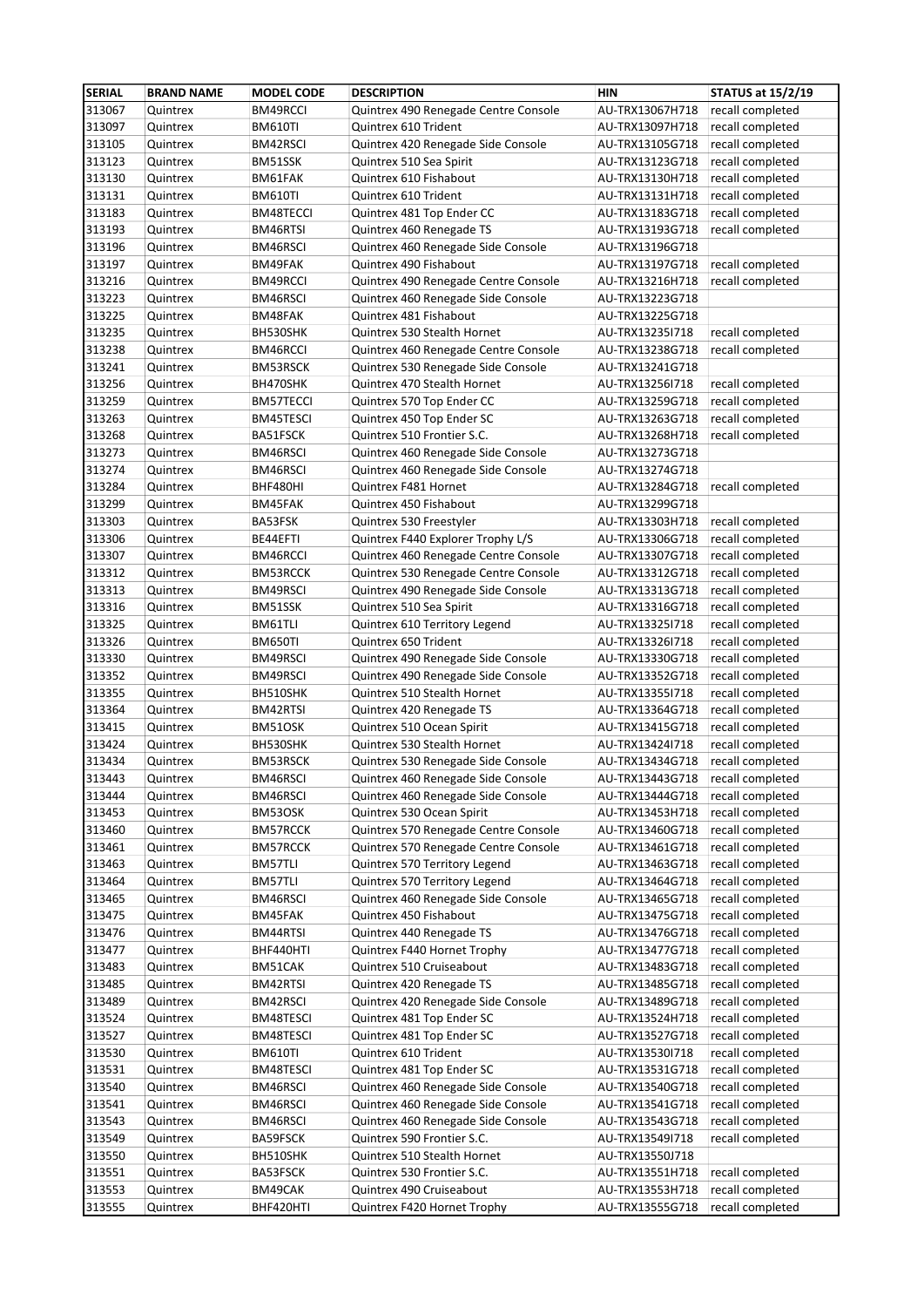| SERIAL | BRAND NAME | MODEL CODE | DESCRIPTION | HIN | STATUS at 15/2/19 |
|---|---|---|---|---|---|
| 313067 | Quintrex | BM49RCCI | Quintrex 490 Renegade Centre Console | AU-TRX13067H718 | recall completed |
| 313097 | Quintrex | BM610TI | Quintrex 610 Trident | AU-TRX13097H718 | recall completed |
| 313105 | Quintrex | BM42RSCI | Quintrex 420 Renegade Side Console | AU-TRX13105G718 | recall completed |
| 313123 | Quintrex | BM51SSK | Quintrex 510 Sea Spirit | AU-TRX13123G718 | recall completed |
| 313130 | Quintrex | BM61FAK | Quintrex 610 Fishabout | AU-TRX13130H718 | recall completed |
| 313131 | Quintrex | BM610TI | Quintrex 610 Trident | AU-TRX13131H718 | recall completed |
| 313183 | Quintrex | BM48TECCI | Quintrex 481 Top Ender CC | AU-TRX13183G718 | recall completed |
| 313193 | Quintrex | BM46RTSI | Quintrex 460 Renegade TS | AU-TRX13193G718 | recall completed |
| 313196 | Quintrex | BM46RSCI | Quintrex 460 Renegade Side Console | AU-TRX13196G718 | |
| 313197 | Quintrex | BM49FAK | Quintrex 490 Fishabout | AU-TRX13197G718 | recall completed |
| 313216 | Quintrex | BM49RCCI | Quintrex 490 Renegade Centre Console | AU-TRX13216H718 | recall completed |
| 313223 | Quintrex | BM46RSCI | Quintrex 460 Renegade Side Console | AU-TRX13223G718 | |
| 313225 | Quintrex | BM48FAK | Quintrex 481 Fishabout | AU-TRX13225G718 | |
| 313235 | Quintrex | BH530SHK | Quintrex 530 Stealth Hornet | AU-TRX13235I718 | recall completed |
| 313238 | Quintrex | BM46RCCI | Quintrex 460 Renegade Centre Console | AU-TRX13238G718 | recall completed |
| 313241 | Quintrex | BM53RSCK | Quintrex 530 Renegade Side Console | AU-TRX13241G718 | |
| 313256 | Quintrex | BH470SHK | Quintrex 470 Stealth Hornet | AU-TRX13256I718 | recall completed |
| 313259 | Quintrex | BM57TECCI | Quintrex 570 Top Ender CC | AU-TRX13259G718 | recall completed |
| 313263 | Quintrex | BM45TESCI | Quintrex 450 Top Ender SC | AU-TRX13263G718 | recall completed |
| 313268 | Quintrex | BA51FSCK | Quintrex 510 Frontier S.C. | AU-TRX13268H718 | recall completed |
| 313273 | Quintrex | BM46RSCI | Quintrex 460 Renegade Side Console | AU-TRX13273G718 | |
| 313274 | Quintrex | BM46RSCI | Quintrex 460 Renegade Side Console | AU-TRX13274G718 | |
| 313284 | Quintrex | BHF480HI | Quintrex F481 Hornet | AU-TRX13284G718 | recall completed |
| 313299 | Quintrex | BM45FAK | Quintrex 450 Fishabout | AU-TRX13299G718 | |
| 313303 | Quintrex | BA53FSK | Quintrex 530 Freestyler | AU-TRX13303H718 | recall completed |
| 313306 | Quintrex | BE44EFTI | Quintrex F440 Explorer Trophy L/S | AU-TRX13306G718 | recall completed |
| 313307 | Quintrex | BM46RCCI | Quintrex 460 Renegade Centre Console | AU-TRX13307G718 | recall completed |
| 313312 | Quintrex | BM53RCCK | Quintrex 530 Renegade Centre Console | AU-TRX13312G718 | recall completed |
| 313313 | Quintrex | BM49RSCI | Quintrex 490 Renegade Side Console | AU-TRX13313G718 | recall completed |
| 313316 | Quintrex | BM51SSK | Quintrex 510 Sea Spirit | AU-TRX13316G718 | recall completed |
| 313325 | Quintrex | BM61TLI | Quintrex 610 Territory Legend | AU-TRX13325I718 | recall completed |
| 313326 | Quintrex | BM650TI | Quintrex 650 Trident | AU-TRX13326I718 | recall completed |
| 313330 | Quintrex | BM49RSCI | Quintrex 490 Renegade Side Console | AU-TRX13330G718 | recall completed |
| 313352 | Quintrex | BM49RSCI | Quintrex 490 Renegade Side Console | AU-TRX13352G718 | recall completed |
| 313355 | Quintrex | BH510SHK | Quintrex 510 Stealth Hornet | AU-TRX13355I718 | recall completed |
| 313364 | Quintrex | BM42RTSI | Quintrex 420 Renegade TS | AU-TRX13364G718 | recall completed |
| 313415 | Quintrex | BM51OSK | Quintrex 510 Ocean Spirit | AU-TRX13415G718 | recall completed |
| 313424 | Quintrex | BH530SHK | Quintrex 530 Stealth Hornet | AU-TRX13424I718 | recall completed |
| 313434 | Quintrex | BM53RSCK | Quintrex 530 Renegade Side Console | AU-TRX13434G718 | recall completed |
| 313443 | Quintrex | BM46RSCI | Quintrex 460 Renegade Side Console | AU-TRX13443G718 | recall completed |
| 313444 | Quintrex | BM46RSCI | Quintrex 460 Renegade Side Console | AU-TRX13444G718 | recall completed |
| 313453 | Quintrex | BM53OSK | Quintrex 530 Ocean Spirit | AU-TRX13453H718 | recall completed |
| 313460 | Quintrex | BM57RCCK | Quintrex 570 Renegade Centre Console | AU-TRX13460G718 | recall completed |
| 313461 | Quintrex | BM57RCCK | Quintrex 570 Renegade Centre Console | AU-TRX13461G718 | recall completed |
| 313463 | Quintrex | BM57TLI | Quintrex 570 Territory Legend | AU-TRX13463G718 | recall completed |
| 313464 | Quintrex | BM57TLI | Quintrex 570 Territory Legend | AU-TRX13464G718 | recall completed |
| 313465 | Quintrex | BM46RSCI | Quintrex 460 Renegade Side Console | AU-TRX13465G718 | recall completed |
| 313475 | Quintrex | BM45FAK | Quintrex 450 Fishabout | AU-TRX13475G718 | recall completed |
| 313476 | Quintrex | BM44RTSI | Quintrex 440 Renegade TS | AU-TRX13476G718 | recall completed |
| 313477 | Quintrex | BHF440HTI | Quintrex F440 Hornet Trophy | AU-TRX13477G718 | recall completed |
| 313483 | Quintrex | BM51CAK | Quintrex 510 Cruiseabout | AU-TRX13483G718 | recall completed |
| 313485 | Quintrex | BM42RTSI | Quintrex 420 Renegade TS | AU-TRX13485G718 | recall completed |
| 313489 | Quintrex | BM42RSCI | Quintrex 420 Renegade Side Console | AU-TRX13489G718 | recall completed |
| 313524 | Quintrex | BM48TESCI | Quintrex 481 Top Ender SC | AU-TRX13524H718 | recall completed |
| 313527 | Quintrex | BM48TESCI | Quintrex 481 Top Ender SC | AU-TRX13527G718 | recall completed |
| 313530 | Quintrex | BM610TI | Quintrex 610 Trident | AU-TRX13530I718 | recall completed |
| 313531 | Quintrex | BM48TESCI | Quintrex 481 Top Ender SC | AU-TRX13531G718 | recall completed |
| 313540 | Quintrex | BM46RSCI | Quintrex 460 Renegade Side Console | AU-TRX13540G718 | recall completed |
| 313541 | Quintrex | BM46RSCI | Quintrex 460 Renegade Side Console | AU-TRX13541G718 | recall completed |
| 313543 | Quintrex | BM46RSCI | Quintrex 460 Renegade Side Console | AU-TRX13543G718 | recall completed |
| 313549 | Quintrex | BA59FSCK | Quintrex 590 Frontier S.C. | AU-TRX13549I718 | recall completed |
| 313550 | Quintrex | BH510SHK | Quintrex 510 Stealth Hornet | AU-TRX13550J718 | |
| 313551 | Quintrex | BA53FSCK | Quintrex 530 Frontier S.C. | AU-TRX13551H718 | recall completed |
| 313553 | Quintrex | BM49CAK | Quintrex 490 Cruiseabout | AU-TRX13553H718 | recall completed |
| 313555 | Quintrex | BHF420HTI | Quintrex F420 Hornet Trophy | AU-TRX13555G718 | recall completed |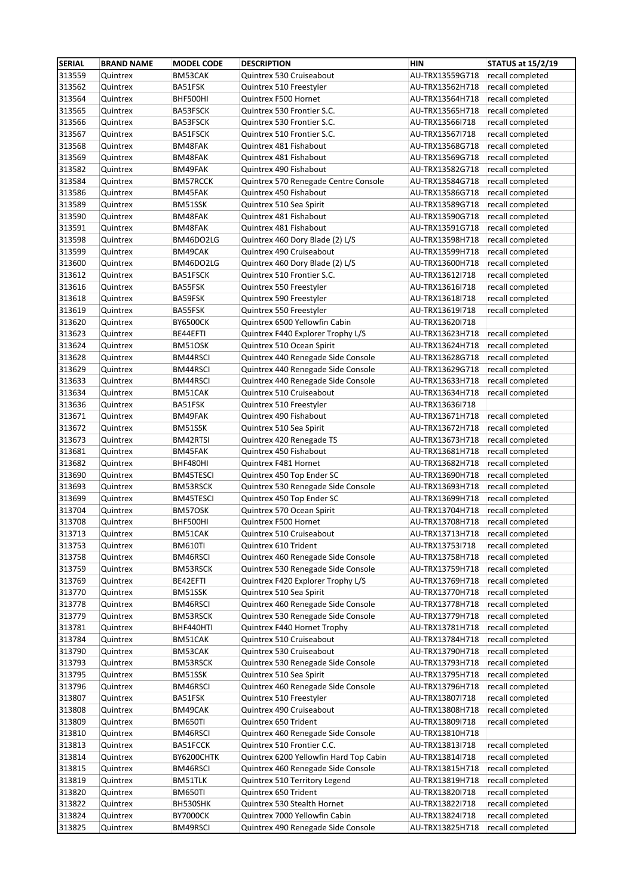| SERIAL | BRAND NAME | MODEL CODE | DESCRIPTION | HIN | STATUS at 15/2/19 |
|---|---|---|---|---|---|
| 313559 | Quintrex | BM53CAK | Quintrex 530 Cruiseabout | AU-TRX13559G718 | recall completed |
| 313562 | Quintrex | BA51FSK | Quintrex 510 Freestyler | AU-TRX13562H718 | recall completed |
| 313564 | Quintrex | BHF500HI | Quintrex F500 Hornet | AU-TRX13564H718 | recall completed |
| 313565 | Quintrex | BA53FSCK | Quintrex 530 Frontier S.C. | AU-TRX13565H718 | recall completed |
| 313566 | Quintrex | BA53FSCK | Quintrex 530 Frontier S.C. | AU-TRX13566I718 | recall completed |
| 313567 | Quintrex | BA51FSCK | Quintrex 510 Frontier S.C. | AU-TRX13567I718 | recall completed |
| 313568 | Quintrex | BM48FAK | Quintrex 481 Fishabout | AU-TRX13568G718 | recall completed |
| 313569 | Quintrex | BM48FAK | Quintrex 481 Fishabout | AU-TRX13569G718 | recall completed |
| 313582 | Quintrex | BM49FAK | Quintrex 490 Fishabout | AU-TRX13582G718 | recall completed |
| 313584 | Quintrex | BM57RCCK | Quintrex 570 Renegade Centre Console | AU-TRX13584G718 | recall completed |
| 313586 | Quintrex | BM45FAK | Quintrex 450 Fishabout | AU-TRX13586G718 | recall completed |
| 313589 | Quintrex | BM51SSK | Quintrex 510 Sea Spirit | AU-TRX13589G718 | recall completed |
| 313590 | Quintrex | BM48FAK | Quintrex 481 Fishabout | AU-TRX13590G718 | recall completed |
| 313591 | Quintrex | BM48FAK | Quintrex 481 Fishabout | AU-TRX13591G718 | recall completed |
| 313598 | Quintrex | BM46DO2LG | Quintrex 460 Dory Blade (2) L/S | AU-TRX13598H718 | recall completed |
| 313599 | Quintrex | BM49CAK | Quintrex 490 Cruiseabout | AU-TRX13599H718 | recall completed |
| 313600 | Quintrex | BM46DO2LG | Quintrex 460 Dory Blade (2) L/S | AU-TRX13600H718 | recall completed |
| 313612 | Quintrex | BA51FSCK | Quintrex 510 Frontier S.C. | AU-TRX13612I718 | recall completed |
| 313616 | Quintrex | BA55FSK | Quintrex 550 Freestyler | AU-TRX13616I718 | recall completed |
| 313618 | Quintrex | BA59FSK | Quintrex 590 Freestyler | AU-TRX13618I718 | recall completed |
| 313619 | Quintrex | BA55FSK | Quintrex 550 Freestyler | AU-TRX13619I718 | recall completed |
| 313620 | Quintrex | BY6500CK | Quintrex 6500 Yellowfin Cabin | AU-TRX13620I718 | |
| 313623 | Quintrex | BE44EFTI | Quintrex F440 Explorer Trophy L/S | AU-TRX13623H718 | recall completed |
| 313624 | Quintrex | BM51OSK | Quintrex 510 Ocean Spirit | AU-TRX13624H718 | recall completed |
| 313628 | Quintrex | BM44RSCI | Quintrex 440 Renegade Side Console | AU-TRX13628G718 | recall completed |
| 313629 | Quintrex | BM44RSCI | Quintrex 440 Renegade Side Console | AU-TRX13629G718 | recall completed |
| 313633 | Quintrex | BM44RSCI | Quintrex 440 Renegade Side Console | AU-TRX13633H718 | recall completed |
| 313634 | Quintrex | BM51CAK | Quintrex 510 Cruiseabout | AU-TRX13634H718 | recall completed |
| 313636 | Quintrex | BA51FSK | Quintrex 510 Freestyler | AU-TRX13636I718 | |
| 313671 | Quintrex | BM49FAK | Quintrex 490 Fishabout | AU-TRX13671H718 | recall completed |
| 313672 | Quintrex | BM51SSK | Quintrex 510 Sea Spirit | AU-TRX13672H718 | recall completed |
| 313673 | Quintrex | BM42RTSI | Quintrex 420 Renegade TS | AU-TRX13673H718 | recall completed |
| 313681 | Quintrex | BM45FAK | Quintrex 450 Fishabout | AU-TRX13681H718 | recall completed |
| 313682 | Quintrex | BHF480HI | Quintrex F481 Hornet | AU-TRX13682H718 | recall completed |
| 313690 | Quintrex | BM45TESCI | Quintrex 450 Top Ender SC | AU-TRX13690H718 | recall completed |
| 313693 | Quintrex | BM53RSCK | Quintrex 530 Renegade Side Console | AU-TRX13693H718 | recall completed |
| 313699 | Quintrex | BM45TESCI | Quintrex 450 Top Ender SC | AU-TRX13699H718 | recall completed |
| 313704 | Quintrex | BM57OSK | Quintrex 570 Ocean Spirit | AU-TRX13704H718 | recall completed |
| 313708 | Quintrex | BHF500HI | Quintrex F500 Hornet | AU-TRX13708H718 | recall completed |
| 313713 | Quintrex | BM51CAK | Quintrex 510 Cruiseabout | AU-TRX13713H718 | recall completed |
| 313753 | Quintrex | BM610TI | Quintrex 610 Trident | AU-TRX13753I718 | recall completed |
| 313758 | Quintrex | BM46RSCI | Quintrex 460 Renegade Side Console | AU-TRX13758H718 | recall completed |
| 313759 | Quintrex | BM53RSCK | Quintrex 530 Renegade Side Console | AU-TRX13759H718 | recall completed |
| 313769 | Quintrex | BE42EFTI | Quintrex F420 Explorer Trophy L/S | AU-TRX13769H718 | recall completed |
| 313770 | Quintrex | BM51SSK | Quintrex 510 Sea Spirit | AU-TRX13770H718 | recall completed |
| 313778 | Quintrex | BM46RSCI | Quintrex 460 Renegade Side Console | AU-TRX13778H718 | recall completed |
| 313779 | Quintrex | BM53RSCK | Quintrex 530 Renegade Side Console | AU-TRX13779H718 | recall completed |
| 313781 | Quintrex | BHF440HTI | Quintrex F440 Hornet Trophy | AU-TRX13781H718 | recall completed |
| 313784 | Quintrex | BM51CAK | Quintrex 510 Cruiseabout | AU-TRX13784H718 | recall completed |
| 313790 | Quintrex | BM53CAK | Quintrex 530 Cruiseabout | AU-TRX13790H718 | recall completed |
| 313793 | Quintrex | BM53RSCK | Quintrex 530 Renegade Side Console | AU-TRX13793H718 | recall completed |
| 313795 | Quintrex | BM51SSK | Quintrex 510 Sea Spirit | AU-TRX13795H718 | recall completed |
| 313796 | Quintrex | BM46RSCI | Quintrex 460 Renegade Side Console | AU-TRX13796H718 | recall completed |
| 313807 | Quintrex | BA51FSK | Quintrex 510 Freestyler | AU-TRX13807I718 | recall completed |
| 313808 | Quintrex | BM49CAK | Quintrex 490 Cruiseabout | AU-TRX13808H718 | recall completed |
| 313809 | Quintrex | BM650TI | Quintrex 650 Trident | AU-TRX13809I718 | recall completed |
| 313810 | Quintrex | BM46RSCI | Quintrex 460 Renegade Side Console | AU-TRX13810H718 | |
| 313813 | Quintrex | BA51FCCK | Quintrex 510 Frontier C.C. | AU-TRX13813I718 | recall completed |
| 313814 | Quintrex | BY6200CHTK | Quintrex 6200 Yellowfin Hard Top Cabin | AU-TRX13814I718 | recall completed |
| 313815 | Quintrex | BM46RSCI | Quintrex 460 Renegade Side Console | AU-TRX13815H718 | recall completed |
| 313819 | Quintrex | BM51TLK | Quintrex 510 Territory Legend | AU-TRX13819H718 | recall completed |
| 313820 | Quintrex | BM650TI | Quintrex 650 Trident | AU-TRX13820I718 | recall completed |
| 313822 | Quintrex | BH530SHK | Quintrex 530 Stealth Hornet | AU-TRX13822I718 | recall completed |
| 313824 | Quintrex | BY7000CK | Quintrex 7000 Yellowfin Cabin | AU-TRX13824I718 | recall completed |
| 313825 | Quintrex | BM49RSCI | Quintrex 490 Renegade Side Console | AU-TRX13825H718 | recall completed |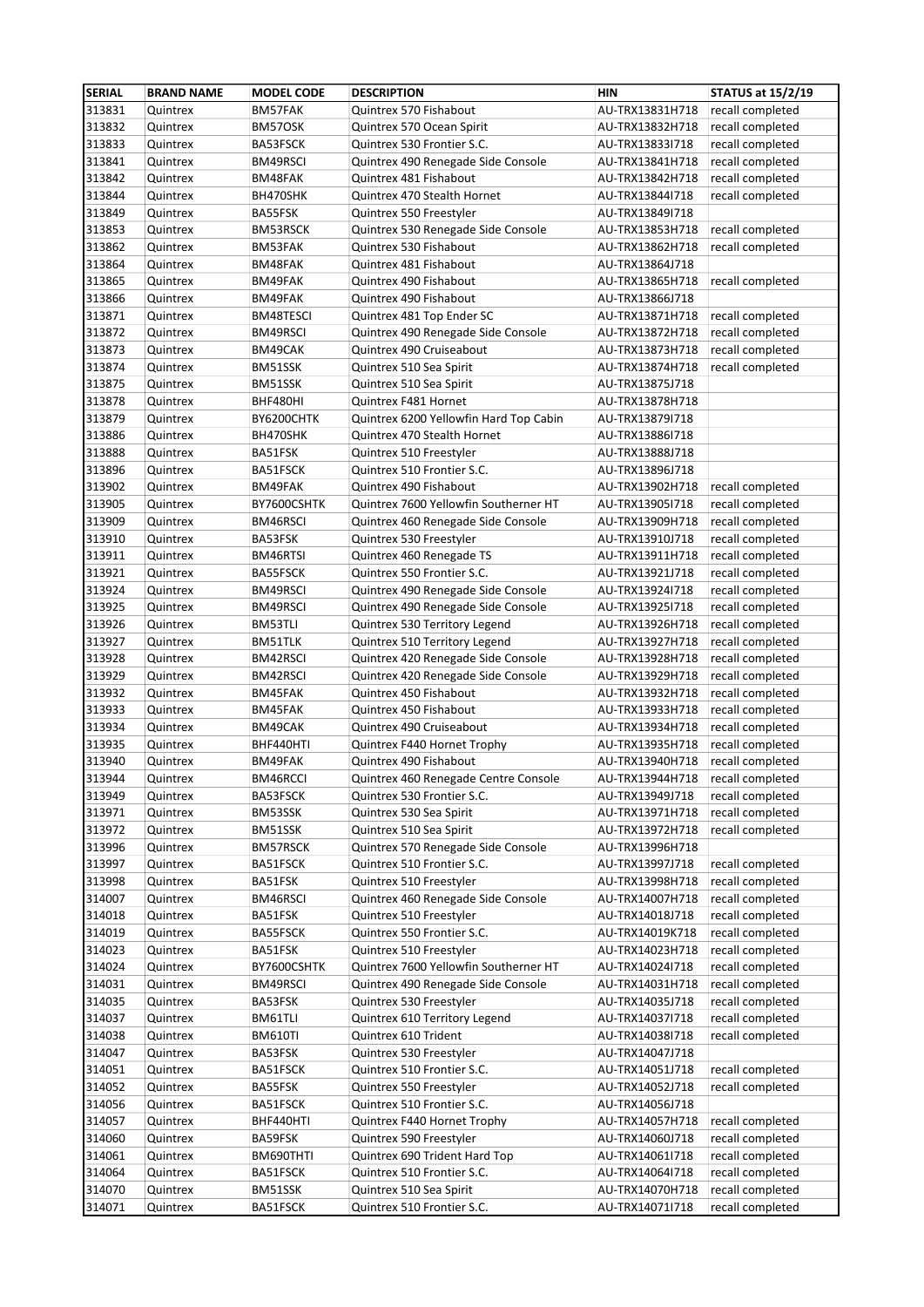| SERIAL | BRAND NAME | MODEL CODE | DESCRIPTION | HIN | STATUS at 15/2/19 |
|---|---|---|---|---|---|
| 313831 | Quintrex | BM57FAK | Quintrex 570 Fishabout | AU-TRX13831H718 | recall completed |
| 313832 | Quintrex | BM57OSK | Quintrex 570 Ocean Spirit | AU-TRX13832H718 | recall completed |
| 313833 | Quintrex | BA53FSCK | Quintrex 530 Frontier S.C. | AU-TRX13833I718 | recall completed |
| 313841 | Quintrex | BM49RSCI | Quintrex 490 Renegade Side Console | AU-TRX13841H718 | recall completed |
| 313842 | Quintrex | BM48FAK | Quintrex 481 Fishabout | AU-TRX13842H718 | recall completed |
| 313844 | Quintrex | BH470SHK | Quintrex 470 Stealth Hornet | AU-TRX13844I718 | recall completed |
| 313849 | Quintrex | BA55FSK | Quintrex 550 Freestyler | AU-TRX13849I718 | |
| 313853 | Quintrex | BM53RSCK | Quintrex 530 Renegade Side Console | AU-TRX13853H718 | recall completed |
| 313862 | Quintrex | BM53FAK | Quintrex 530 Fishabout | AU-TRX13862H718 | recall completed |
| 313864 | Quintrex | BM48FAK | Quintrex 481 Fishabout | AU-TRX13864J718 | |
| 313865 | Quintrex | BM49FAK | Quintrex 490 Fishabout | AU-TRX13865H718 | recall completed |
| 313866 | Quintrex | BM49FAK | Quintrex 490 Fishabout | AU-TRX13866J718 | |
| 313871 | Quintrex | BM48TESCI | Quintrex 481 Top Ender SC | AU-TRX13871H718 | recall completed |
| 313872 | Quintrex | BM49RSCI | Quintrex 490 Renegade Side Console | AU-TRX13872H718 | recall completed |
| 313873 | Quintrex | BM49CAK | Quintrex 490 Cruiseabout | AU-TRX13873H718 | recall completed |
| 313874 | Quintrex | BM51SSK | Quintrex 510 Sea Spirit | AU-TRX13874H718 | recall completed |
| 313875 | Quintrex | BM51SSK | Quintrex 510 Sea Spirit | AU-TRX13875J718 | |
| 313878 | Quintrex | BHF480HI | Quintrex F481 Hornet | AU-TRX13878H718 | |
| 313879 | Quintrex | BY6200CHTK | Quintrex 6200 Yellowfin Hard Top Cabin | AU-TRX13879I718 | |
| 313886 | Quintrex | BH470SHK | Quintrex 470 Stealth Hornet | AU-TRX13886I718 | |
| 313888 | Quintrex | BA51FSK | Quintrex 510 Freestyler | AU-TRX13888J718 | |
| 313896 | Quintrex | BA51FSCK | Quintrex 510 Frontier S.C. | AU-TRX13896J718 | |
| 313902 | Quintrex | BM49FAK | Quintrex 490 Fishabout | AU-TRX13902H718 | recall completed |
| 313905 | Quintrex | BY7600CSHTK | Quintrex 7600 Yellowfin Southerner HT | AU-TRX13905I718 | recall completed |
| 313909 | Quintrex | BM46RSCI | Quintrex 460 Renegade Side Console | AU-TRX13909H718 | recall completed |
| 313910 | Quintrex | BA53FSK | Quintrex 530 Freestyler | AU-TRX13910J718 | recall completed |
| 313911 | Quintrex | BM46RTSI | Quintrex 460 Renegade TS | AU-TRX13911H718 | recall completed |
| 313921 | Quintrex | BA55FSCK | Quintrex 550 Frontier S.C. | AU-TRX13921J718 | recall completed |
| 313924 | Quintrex | BM49RSCI | Quintrex 490 Renegade Side Console | AU-TRX13924I718 | recall completed |
| 313925 | Quintrex | BM49RSCI | Quintrex 490 Renegade Side Console | AU-TRX13925I718 | recall completed |
| 313926 | Quintrex | BM53TLI | Quintrex 530 Territory Legend | AU-TRX13926H718 | recall completed |
| 313927 | Quintrex | BM51TLK | Quintrex 510 Territory Legend | AU-TRX13927H718 | recall completed |
| 313928 | Quintrex | BM42RSCI | Quintrex 420 Renegade Side Console | AU-TRX13928H718 | recall completed |
| 313929 | Quintrex | BM42RSCI | Quintrex 420 Renegade Side Console | AU-TRX13929H718 | recall completed |
| 313932 | Quintrex | BM45FAK | Quintrex 450 Fishabout | AU-TRX13932H718 | recall completed |
| 313933 | Quintrex | BM45FAK | Quintrex 450 Fishabout | AU-TRX13933H718 | recall completed |
| 313934 | Quintrex | BM49CAK | Quintrex 490 Cruiseabout | AU-TRX13934H718 | recall completed |
| 313935 | Quintrex | BHF440HTI | Quintrex F440 Hornet Trophy | AU-TRX13935H718 | recall completed |
| 313940 | Quintrex | BM49FAK | Quintrex 490 Fishabout | AU-TRX13940H718 | recall completed |
| 313944 | Quintrex | BM46RCCI | Quintrex 460 Renegade Centre Console | AU-TRX13944H718 | recall completed |
| 313949 | Quintrex | BA53FSCK | Quintrex 530 Frontier S.C. | AU-TRX13949J718 | recall completed |
| 313971 | Quintrex | BM53SSK | Quintrex 530 Sea Spirit | AU-TRX13971H718 | recall completed |
| 313972 | Quintrex | BM51SSK | Quintrex 510 Sea Spirit | AU-TRX13972H718 | recall completed |
| 313996 | Quintrex | BM57RSCK | Quintrex 570 Renegade Side Console | AU-TRX13996H718 | |
| 313997 | Quintrex | BA51FSCK | Quintrex 510 Frontier S.C. | AU-TRX13997J718 | recall completed |
| 313998 | Quintrex | BA51FSK | Quintrex 510 Freestyler | AU-TRX13998H718 | recall completed |
| 314007 | Quintrex | BM46RSCI | Quintrex 460 Renegade Side Console | AU-TRX14007H718 | recall completed |
| 314018 | Quintrex | BA51FSK | Quintrex 510 Freestyler | AU-TRX14018J718 | recall completed |
| 314019 | Quintrex | BA55FSCK | Quintrex 550 Frontier S.C. | AU-TRX14019K718 | recall completed |
| 314023 | Quintrex | BA51FSK | Quintrex 510 Freestyler | AU-TRX14023H718 | recall completed |
| 314024 | Quintrex | BY7600CSHTK | Quintrex 7600 Yellowfin Southerner HT | AU-TRX14024I718 | recall completed |
| 314031 | Quintrex | BM49RSCI | Quintrex 490 Renegade Side Console | AU-TRX14031H718 | recall completed |
| 314035 | Quintrex | BA53FSK | Quintrex 530 Freestyler | AU-TRX14035J718 | recall completed |
| 314037 | Quintrex | BM61TLI | Quintrex 610 Territory Legend | AU-TRX14037I718 | recall completed |
| 314038 | Quintrex | BM610TI | Quintrex 610 Trident | AU-TRX14038I718 | recall completed |
| 314047 | Quintrex | BA53FSK | Quintrex 530 Freestyler | AU-TRX14047J718 | |
| 314051 | Quintrex | BA51FSCK | Quintrex 510 Frontier S.C. | AU-TRX14051J718 | recall completed |
| 314052 | Quintrex | BA55FSK | Quintrex 550 Freestyler | AU-TRX14052J718 | recall completed |
| 314056 | Quintrex | BA51FSCK | Quintrex 510 Frontier S.C. | AU-TRX14056J718 | |
| 314057 | Quintrex | BHF440HTI | Quintrex F440 Hornet Trophy | AU-TRX14057H718 | recall completed |
| 314060 | Quintrex | BA59FSK | Quintrex 590 Freestyler | AU-TRX14060J718 | recall completed |
| 314061 | Quintrex | BM690THTI | Quintrex 690 Trident Hard Top | AU-TRX14061I718 | recall completed |
| 314064 | Quintrex | BA51FSCK | Quintrex 510 Frontier S.C. | AU-TRX14064I718 | recall completed |
| 314070 | Quintrex | BM51SSK | Quintrex 510 Sea Spirit | AU-TRX14070H718 | recall completed |
| 314071 | Quintrex | BA51FSCK | Quintrex 510 Frontier S.C. | AU-TRX14071I718 | recall completed |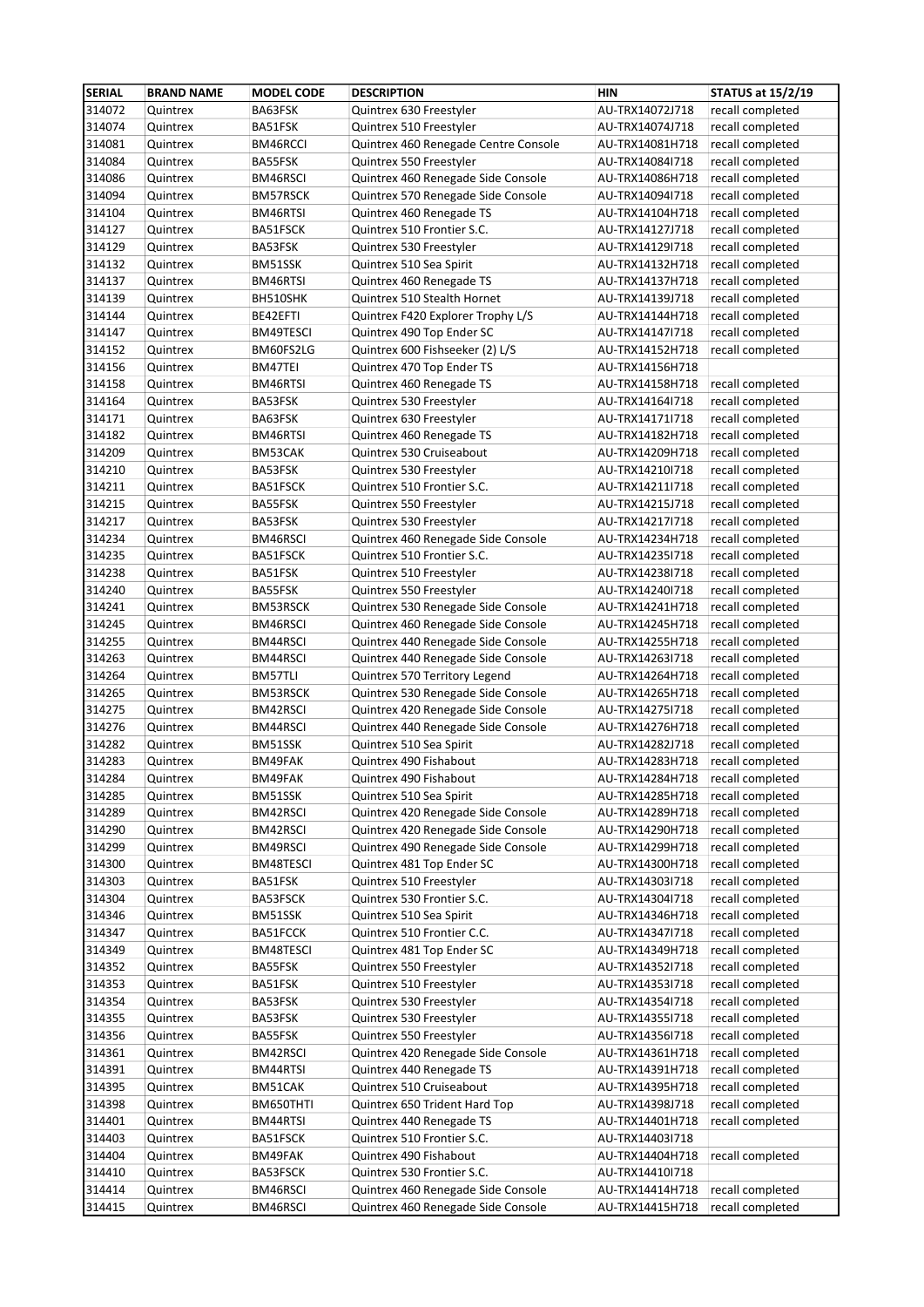| SERIAL | BRAND NAME | MODEL CODE | DESCRIPTION | HIN | STATUS at 15/2/19 |
|---|---|---|---|---|---|
| 314072 | Quintrex | BA63FSK | Quintrex 630 Freestyler | AU-TRX14072J718 | recall completed |
| 314074 | Quintrex | BA51FSK | Quintrex 510 Freestyler | AU-TRX14074J718 | recall completed |
| 314081 | Quintrex | BM46RCCI | Quintrex 460 Renegade Centre Console | AU-TRX14081H718 | recall completed |
| 314084 | Quintrex | BA55FSK | Quintrex 550 Freestyler | AU-TRX14084I718 | recall completed |
| 314086 | Quintrex | BM46RSCI | Quintrex 460 Renegade Side Console | AU-TRX14086H718 | recall completed |
| 314094 | Quintrex | BM57RSCK | Quintrex 570 Renegade Side Console | AU-TRX14094I718 | recall completed |
| 314104 | Quintrex | BM46RTSI | Quintrex 460 Renegade TS | AU-TRX14104H718 | recall completed |
| 314127 | Quintrex | BA51FSCK | Quintrex 510 Frontier S.C. | AU-TRX14127J718 | recall completed |
| 314129 | Quintrex | BA53FSK | Quintrex 530 Freestyler | AU-TRX14129I718 | recall completed |
| 314132 | Quintrex | BM51SSK | Quintrex 510 Sea Spirit | AU-TRX14132H718 | recall completed |
| 314137 | Quintrex | BM46RTSI | Quintrex 460 Renegade TS | AU-TRX14137H718 | recall completed |
| 314139 | Quintrex | BH510SHK | Quintrex 510 Stealth Hornet | AU-TRX14139J718 | recall completed |
| 314144 | Quintrex | BE42EFTI | Quintrex F420 Explorer Trophy L/S | AU-TRX14144H718 | recall completed |
| 314147 | Quintrex | BM49TESCI | Quintrex 490 Top Ender SC | AU-TRX14147I718 | recall completed |
| 314152 | Quintrex | BM60FS2LG | Quintrex 600 Fishseeker (2) L/S | AU-TRX14152H718 | recall completed |
| 314156 | Quintrex | BM47TEI | Quintrex 470 Top Ender TS | AU-TRX14156H718 | |
| 314158 | Quintrex | BM46RTSI | Quintrex 460 Renegade TS | AU-TRX14158H718 | recall completed |
| 314164 | Quintrex | BA53FSK | Quintrex 530 Freestyler | AU-TRX14164I718 | recall completed |
| 314171 | Quintrex | BA63FSK | Quintrex 630 Freestyler | AU-TRX14171I718 | recall completed |
| 314182 | Quintrex | BM46RTSI | Quintrex 460 Renegade TS | AU-TRX14182H718 | recall completed |
| 314209 | Quintrex | BM53CAK | Quintrex 530 Cruiseabout | AU-TRX14209H718 | recall completed |
| 314210 | Quintrex | BA53FSK | Quintrex 530 Freestyler | AU-TRX14210I718 | recall completed |
| 314211 | Quintrex | BA51FSCK | Quintrex 510 Frontier S.C. | AU-TRX14211I718 | recall completed |
| 314215 | Quintrex | BA55FSK | Quintrex 550 Freestyler | AU-TRX14215J718 | recall completed |
| 314217 | Quintrex | BA53FSK | Quintrex 530 Freestyler | AU-TRX14217I718 | recall completed |
| 314234 | Quintrex | BM46RSCI | Quintrex 460 Renegade Side Console | AU-TRX14234H718 | recall completed |
| 314235 | Quintrex | BA51FSCK | Quintrex 510 Frontier S.C. | AU-TRX14235I718 | recall completed |
| 314238 | Quintrex | BA51FSK | Quintrex 510 Freestyler | AU-TRX14238I718 | recall completed |
| 314240 | Quintrex | BA55FSK | Quintrex 550 Freestyler | AU-TRX14240I718 | recall completed |
| 314241 | Quintrex | BM53RSCK | Quintrex 530 Renegade Side Console | AU-TRX14241H718 | recall completed |
| 314245 | Quintrex | BM46RSCI | Quintrex 460 Renegade Side Console | AU-TRX14245H718 | recall completed |
| 314255 | Quintrex | BM44RSCI | Quintrex 440 Renegade Side Console | AU-TRX14255H718 | recall completed |
| 314263 | Quintrex | BM44RSCI | Quintrex 440 Renegade Side Console | AU-TRX14263I718 | recall completed |
| 314264 | Quintrex | BM57TLI | Quintrex 570 Territory Legend | AU-TRX14264H718 | recall completed |
| 314265 | Quintrex | BM53RSCK | Quintrex 530 Renegade Side Console | AU-TRX14265H718 | recall completed |
| 314275 | Quintrex | BM42RSCI | Quintrex 420 Renegade Side Console | AU-TRX14275I718 | recall completed |
| 314276 | Quintrex | BM44RSCI | Quintrex 440 Renegade Side Console | AU-TRX14276H718 | recall completed |
| 314282 | Quintrex | BM51SSK | Quintrex 510 Sea Spirit | AU-TRX14282J718 | recall completed |
| 314283 | Quintrex | BM49FAK | Quintrex 490 Fishabout | AU-TRX14283H718 | recall completed |
| 314284 | Quintrex | BM49FAK | Quintrex 490 Fishabout | AU-TRX14284H718 | recall completed |
| 314285 | Quintrex | BM51SSK | Quintrex 510 Sea Spirit | AU-TRX14285H718 | recall completed |
| 314289 | Quintrex | BM42RSCI | Quintrex 420 Renegade Side Console | AU-TRX14289H718 | recall completed |
| 314290 | Quintrex | BM42RSCI | Quintrex 420 Renegade Side Console | AU-TRX14290H718 | recall completed |
| 314299 | Quintrex | BM49RSCI | Quintrex 490 Renegade Side Console | AU-TRX14299H718 | recall completed |
| 314300 | Quintrex | BM48TESCI | Quintrex 481 Top Ender SC | AU-TRX14300H718 | recall completed |
| 314303 | Quintrex | BA51FSK | Quintrex 510 Freestyler | AU-TRX14303I718 | recall completed |
| 314304 | Quintrex | BA53FSCK | Quintrex 530 Frontier S.C. | AU-TRX14304I718 | recall completed |
| 314346 | Quintrex | BM51SSK | Quintrex 510 Sea Spirit | AU-TRX14346H718 | recall completed |
| 314347 | Quintrex | BA51FCCK | Quintrex 510 Frontier C.C. | AU-TRX14347I718 | recall completed |
| 314349 | Quintrex | BM48TESCI | Quintrex 481 Top Ender SC | AU-TRX14349H718 | recall completed |
| 314352 | Quintrex | BA55FSK | Quintrex 550 Freestyler | AU-TRX14352I718 | recall completed |
| 314353 | Quintrex | BA51FSK | Quintrex 510 Freestyler | AU-TRX14353I718 | recall completed |
| 314354 | Quintrex | BA53FSK | Quintrex 530 Freestyler | AU-TRX14354I718 | recall completed |
| 314355 | Quintrex | BA53FSK | Quintrex 530 Freestyler | AU-TRX14355I718 | recall completed |
| 314356 | Quintrex | BA55FSK | Quintrex 550 Freestyler | AU-TRX14356I718 | recall completed |
| 314361 | Quintrex | BM42RSCI | Quintrex 420 Renegade Side Console | AU-TRX14361H718 | recall completed |
| 314391 | Quintrex | BM44RTSI | Quintrex 440 Renegade TS | AU-TRX14391H718 | recall completed |
| 314395 | Quintrex | BM51CAK | Quintrex 510 Cruiseabout | AU-TRX14395H718 | recall completed |
| 314398 | Quintrex | BM650THTI | Quintrex 650 Trident Hard Top | AU-TRX14398J718 | recall completed |
| 314401 | Quintrex | BM44RTSI | Quintrex 440 Renegade TS | AU-TRX14401H718 | recall completed |
| 314403 | Quintrex | BA51FSCK | Quintrex 510 Frontier S.C. | AU-TRX14403I718 | |
| 314404 | Quintrex | BM49FAK | Quintrex 490 Fishabout | AU-TRX14404H718 | recall completed |
| 314410 | Quintrex | BA53FSCK | Quintrex 530 Frontier S.C. | AU-TRX14410I718 | |
| 314414 | Quintrex | BM46RSCI | Quintrex 460 Renegade Side Console | AU-TRX14414H718 | recall completed |
| 314415 | Quintrex | BM46RSCI | Quintrex 460 Renegade Side Console | AU-TRX14415H718 | recall completed |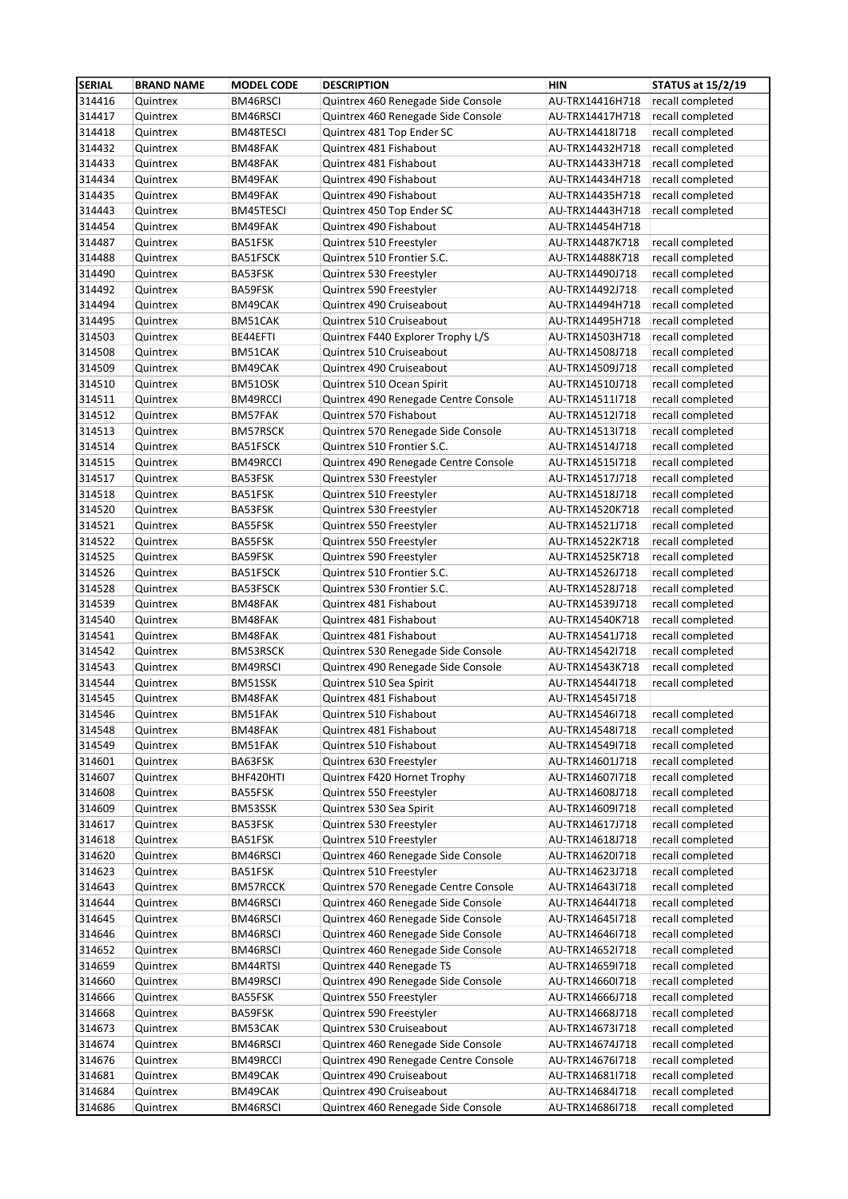| SERIAL | BRAND NAME | MODEL CODE | DESCRIPTION | HIN | STATUS at 15/2/19 |
|---|---|---|---|---|---|
| 314416 | Quintrex | BM46RSCI | Quintrex 460 Renegade Side Console | AU-TRX14416H718 | recall completed |
| 314417 | Quintrex | BM46RSCI | Quintrex 460 Renegade Side Console | AU-TRX14417H718 | recall completed |
| 314418 | Quintrex | BM48TESCI | Quintrex 481 Top Ender SC | AU-TRX14418I718 | recall completed |
| 314432 | Quintrex | BM48FAK | Quintrex 481 Fishabout | AU-TRX14432H718 | recall completed |
| 314433 | Quintrex | BM48FAK | Quintrex 481 Fishabout | AU-TRX14433H718 | recall completed |
| 314434 | Quintrex | BM49FAK | Quintrex 490 Fishabout | AU-TRX14434H718 | recall completed |
| 314435 | Quintrex | BM49FAK | Quintrex 490 Fishabout | AU-TRX14435H718 | recall completed |
| 314443 | Quintrex | BM45TESCI | Quintrex 450 Top Ender SC | AU-TRX14443H718 | recall completed |
| 314454 | Quintrex | BM49FAK | Quintrex 490 Fishabout | AU-TRX14454H718 | |
| 314487 | Quintrex | BA51FSK | Quintrex 510 Freestyler | AU-TRX14487K718 | recall completed |
| 314488 | Quintrex | BA51FSCK | Quintrex 510 Frontier S.C. | AU-TRX14488K718 | recall completed |
| 314490 | Quintrex | BA53FSK | Quintrex 530 Freestyler | AU-TRX14490J718 | recall completed |
| 314492 | Quintrex | BA59FSK | Quintrex 590 Freestyler | AU-TRX14492J718 | recall completed |
| 314494 | Quintrex | BM49CAK | Quintrex 490 Cruiseabout | AU-TRX14494H718 | recall completed |
| 314495 | Quintrex | BM51CAK | Quintrex 510 Cruiseabout | AU-TRX14495H718 | recall completed |
| 314503 | Quintrex | BE44EFTI | Quintrex F440 Explorer Trophy L/S | AU-TRX14503H718 | recall completed |
| 314508 | Quintrex | BM51CAK | Quintrex 510 Cruiseabout | AU-TRX14508J718 | recall completed |
| 314509 | Quintrex | BM49CAK | Quintrex 490 Cruiseabout | AU-TRX14509J718 | recall completed |
| 314510 | Quintrex | BM51OSK | Quintrex 510 Ocean Spirit | AU-TRX14510J718 | recall completed |
| 314511 | Quintrex | BM49RCCI | Quintrex 490 Renegade Centre Console | AU-TRX14511I718 | recall completed |
| 314512 | Quintrex | BM57FAK | Quintrex 570 Fishabout | AU-TRX14512I718 | recall completed |
| 314513 | Quintrex | BM57RSCK | Quintrex 570 Renegade Side Console | AU-TRX14513I718 | recall completed |
| 314514 | Quintrex | BA51FSCK | Quintrex 510 Frontier S.C. | AU-TRX14514J718 | recall completed |
| 314515 | Quintrex | BM49RCCI | Quintrex 490 Renegade Centre Console | AU-TRX14515I718 | recall completed |
| 314517 | Quintrex | BA53FSK | Quintrex 530 Freestyler | AU-TRX14517J718 | recall completed |
| 314518 | Quintrex | BA51FSK | Quintrex 510 Freestyler | AU-TRX14518J718 | recall completed |
| 314520 | Quintrex | BA53FSK | Quintrex 530 Freestyler | AU-TRX14520K718 | recall completed |
| 314521 | Quintrex | BA55FSK | Quintrex 550 Freestyler | AU-TRX14521J718 | recall completed |
| 314522 | Quintrex | BA55FSK | Quintrex 550 Freestyler | AU-TRX14522K718 | recall completed |
| 314525 | Quintrex | BA59FSK | Quintrex 590 Freestyler | AU-TRX14525K718 | recall completed |
| 314526 | Quintrex | BA51FSCK | Quintrex 510 Frontier S.C. | AU-TRX14526J718 | recall completed |
| 314528 | Quintrex | BA53FSCK | Quintrex 530 Frontier S.C. | AU-TRX14528J718 | recall completed |
| 314539 | Quintrex | BM48FAK | Quintrex 481 Fishabout | AU-TRX14539J718 | recall completed |
| 314540 | Quintrex | BM48FAK | Quintrex 481 Fishabout | AU-TRX14540K718 | recall completed |
| 314541 | Quintrex | BM48FAK | Quintrex 481 Fishabout | AU-TRX14541J718 | recall completed |
| 314542 | Quintrex | BM53RSCK | Quintrex 530 Renegade Side Console | AU-TRX14542I718 | recall completed |
| 314543 | Quintrex | BM49RSCI | Quintrex 490 Renegade Side Console | AU-TRX14543K718 | recall completed |
| 314544 | Quintrex | BM51SSK | Quintrex 510 Sea Spirit | AU-TRX14544I718 | recall completed |
| 314545 | Quintrex | BM48FAK | Quintrex 481 Fishabout | AU-TRX14545I718 | |
| 314546 | Quintrex | BM51FAK | Quintrex 510 Fishabout | AU-TRX14546I718 | recall completed |
| 314548 | Quintrex | BM48FAK | Quintrex 481 Fishabout | AU-TRX14548I718 | recall completed |
| 314549 | Quintrex | BM51FAK | Quintrex 510 Fishabout | AU-TRX14549I718 | recall completed |
| 314601 | Quintrex | BA63FSK | Quintrex 630 Freestyler | AU-TRX14601J718 | recall completed |
| 314607 | Quintrex | BHF420HTI | Quintrex F420 Hornet Trophy | AU-TRX14607I718 | recall completed |
| 314608 | Quintrex | BA55FSK | Quintrex 550 Freestyler | AU-TRX14608J718 | recall completed |
| 314609 | Quintrex | BM53SSK | Quintrex 530 Sea Spirit | AU-TRX14609I718 | recall completed |
| 314617 | Quintrex | BA53FSK | Quintrex 530 Freestyler | AU-TRX14617J718 | recall completed |
| 314618 | Quintrex | BA51FSK | Quintrex 510 Freestyler | AU-TRX14618J718 | recall completed |
| 314620 | Quintrex | BM46RSCI | Quintrex 460 Renegade Side Console | AU-TRX14620I718 | recall completed |
| 314623 | Quintrex | BA51FSK | Quintrex 510 Freestyler | AU-TRX14623J718 | recall completed |
| 314643 | Quintrex | BM57RCCK | Quintrex 570 Renegade Centre Console | AU-TRX14643I718 | recall completed |
| 314644 | Quintrex | BM46RSCI | Quintrex 460 Renegade Side Console | AU-TRX14644I718 | recall completed |
| 314645 | Quintrex | BM46RSCI | Quintrex 460 Renegade Side Console | AU-TRX14645I718 | recall completed |
| 314646 | Quintrex | BM46RSCI | Quintrex 460 Renegade Side Console | AU-TRX14646I718 | recall completed |
| 314652 | Quintrex | BM46RSCI | Quintrex 460 Renegade Side Console | AU-TRX14652I718 | recall completed |
| 314659 | Quintrex | BM44RTSI | Quintrex 440 Renegade TS | AU-TRX14659I718 | recall completed |
| 314660 | Quintrex | BM49RSCI | Quintrex 490 Renegade Side Console | AU-TRX14660I718 | recall completed |
| 314666 | Quintrex | BA55FSK | Quintrex 550 Freestyler | AU-TRX14666J718 | recall completed |
| 314668 | Quintrex | BA59FSK | Quintrex 590 Freestyler | AU-TRX14668J718 | recall completed |
| 314673 | Quintrex | BM53CAK | Quintrex 530 Cruiseabout | AU-TRX14673I718 | recall completed |
| 314674 | Quintrex | BM46RSCI | Quintrex 460 Renegade Side Console | AU-TRX14674J718 | recall completed |
| 314676 | Quintrex | BM49RCCI | Quintrex 490 Renegade Centre Console | AU-TRX14676I718 | recall completed |
| 314681 | Quintrex | BM49CAK | Quintrex 490 Cruiseabout | AU-TRX14681I718 | recall completed |
| 314684 | Quintrex | BM49CAK | Quintrex 490 Cruiseabout | AU-TRX14684I718 | recall completed |
| 314686 | Quintrex | BM46RSCI | Quintrex 460 Renegade Side Console | AU-TRX14686I718 | recall completed |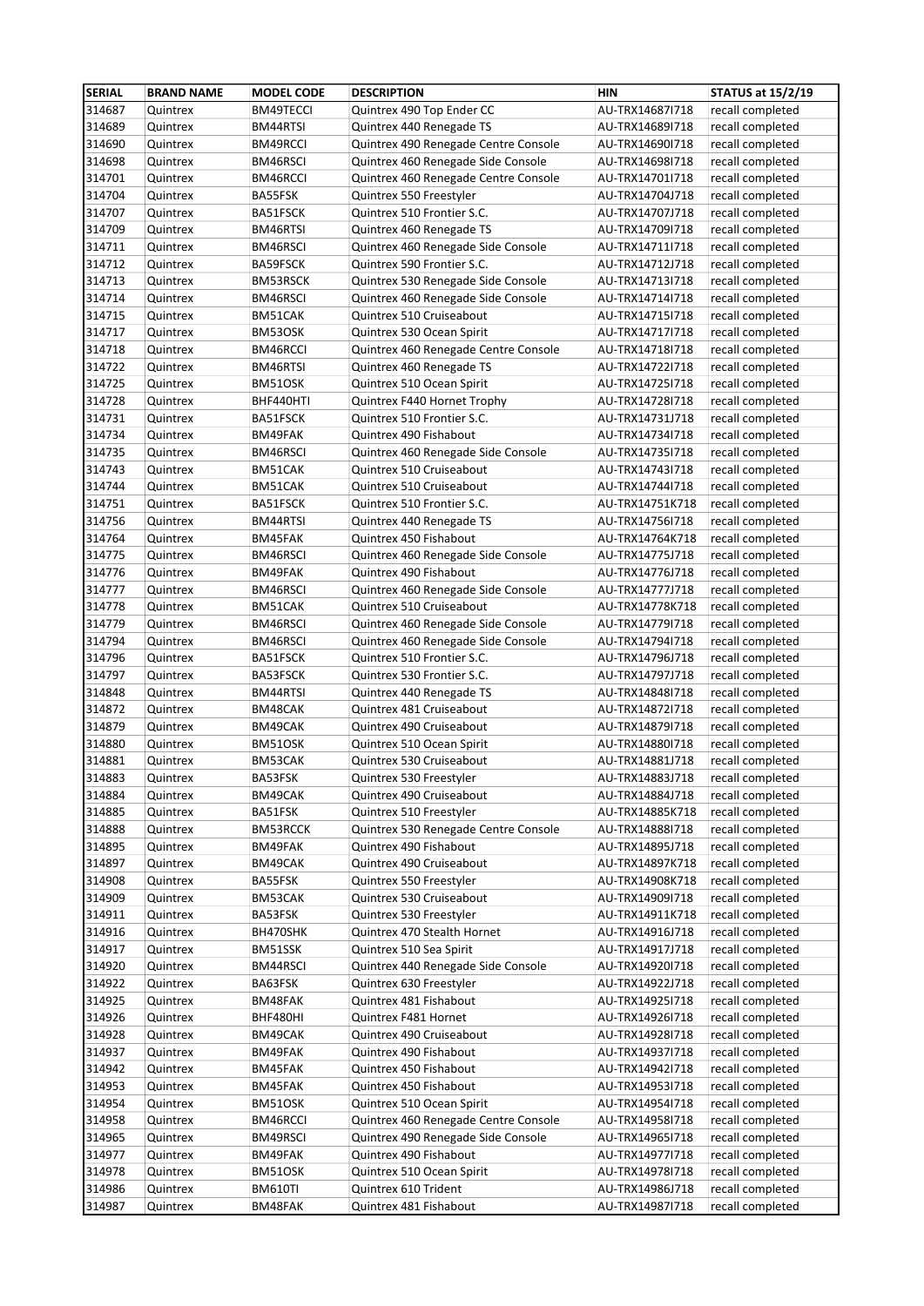| SERIAL | BRAND NAME | MODEL CODE | DESCRIPTION | HIN | STATUS at 15/2/19 |
|---|---|---|---|---|---|
| 314687 | Quintrex | BM49TECCI | Quintrex 490 Top Ender CC | AU-TRX14687I718 | recall completed |
| 314689 | Quintrex | BM44RTSI | Quintrex 440 Renegade TS | AU-TRX14689I718 | recall completed |
| 314690 | Quintrex | BM49RCCI | Quintrex 490 Renegade Centre Console | AU-TRX14690I718 | recall completed |
| 314698 | Quintrex | BM46RSCI | Quintrex 460 Renegade Side Console | AU-TRX14698I718 | recall completed |
| 314701 | Quintrex | BM46RCCI | Quintrex 460 Renegade Centre Console | AU-TRX14701I718 | recall completed |
| 314704 | Quintrex | BA55FSK | Quintrex 550 Freestyler | AU-TRX14704J718 | recall completed |
| 314707 | Quintrex | BA51FSCK | Quintrex 510 Frontier S.C. | AU-TRX14707J718 | recall completed |
| 314709 | Quintrex | BM46RTSI | Quintrex 460 Renegade TS | AU-TRX14709I718 | recall completed |
| 314711 | Quintrex | BM46RSCI | Quintrex 460 Renegade Side Console | AU-TRX14711I718 | recall completed |
| 314712 | Quintrex | BA59FSCK | Quintrex 590 Frontier S.C. | AU-TRX14712J718 | recall completed |
| 314713 | Quintrex | BM53RSCK | Quintrex 530 Renegade Side Console | AU-TRX14713I718 | recall completed |
| 314714 | Quintrex | BM46RSCI | Quintrex 460 Renegade Side Console | AU-TRX14714I718 | recall completed |
| 314715 | Quintrex | BM51CAK | Quintrex 510 Cruiseabout | AU-TRX14715I718 | recall completed |
| 314717 | Quintrex | BM53OSK | Quintrex 530 Ocean Spirit | AU-TRX14717I718 | recall completed |
| 314718 | Quintrex | BM46RCCI | Quintrex 460 Renegade Centre Console | AU-TRX14718I718 | recall completed |
| 314722 | Quintrex | BM46RTSI | Quintrex 460 Renegade TS | AU-TRX14722I718 | recall completed |
| 314725 | Quintrex | BM51OSK | Quintrex 510 Ocean Spirit | AU-TRX14725I718 | recall completed |
| 314728 | Quintrex | BHF440HTI | Quintrex F440 Hornet Trophy | AU-TRX14728I718 | recall completed |
| 314731 | Quintrex | BA51FSCK | Quintrex 510 Frontier S.C. | AU-TRX14731J718 | recall completed |
| 314734 | Quintrex | BM49FAK | Quintrex 490 Fishabout | AU-TRX14734I718 | recall completed |
| 314735 | Quintrex | BM46RSCI | Quintrex 460 Renegade Side Console | AU-TRX14735I718 | recall completed |
| 314743 | Quintrex | BM51CAK | Quintrex 510 Cruiseabout | AU-TRX14743I718 | recall completed |
| 314744 | Quintrex | BM51CAK | Quintrex 510 Cruiseabout | AU-TRX14744I718 | recall completed |
| 314751 | Quintrex | BA51FSCK | Quintrex 510 Frontier S.C. | AU-TRX14751K718 | recall completed |
| 314756 | Quintrex | BM44RTSI | Quintrex 440 Renegade TS | AU-TRX14756I718 | recall completed |
| 314764 | Quintrex | BM45FAK | Quintrex 450 Fishabout | AU-TRX14764K718 | recall completed |
| 314775 | Quintrex | BM46RSCI | Quintrex 460 Renegade Side Console | AU-TRX14775J718 | recall completed |
| 314776 | Quintrex | BM49FAK | Quintrex 490 Fishabout | AU-TRX14776J718 | recall completed |
| 314777 | Quintrex | BM46RSCI | Quintrex 460 Renegade Side Console | AU-TRX14777J718 | recall completed |
| 314778 | Quintrex | BM51CAK | Quintrex 510 Cruiseabout | AU-TRX14778K718 | recall completed |
| 314779 | Quintrex | BM46RSCI | Quintrex 460 Renegade Side Console | AU-TRX14779I718 | recall completed |
| 314794 | Quintrex | BM46RSCI | Quintrex 460 Renegade Side Console | AU-TRX14794I718 | recall completed |
| 314796 | Quintrex | BA51FSCK | Quintrex 510 Frontier S.C. | AU-TRX14796J718 | recall completed |
| 314797 | Quintrex | BA53FSCK | Quintrex 530 Frontier S.C. | AU-TRX14797J718 | recall completed |
| 314848 | Quintrex | BM44RTSI | Quintrex 440 Renegade TS | AU-TRX14848I718 | recall completed |
| 314872 | Quintrex | BM48CAK | Quintrex 481 Cruiseabout | AU-TRX14872I718 | recall completed |
| 314879 | Quintrex | BM49CAK | Quintrex 490 Cruiseabout | AU-TRX14879I718 | recall completed |
| 314880 | Quintrex | BM51OSK | Quintrex 510 Ocean Spirit | AU-TRX14880I718 | recall completed |
| 314881 | Quintrex | BM53CAK | Quintrex 530 Cruiseabout | AU-TRX14881J718 | recall completed |
| 314883 | Quintrex | BA53FSK | Quintrex 530 Freestyler | AU-TRX14883J718 | recall completed |
| 314884 | Quintrex | BM49CAK | Quintrex 490 Cruiseabout | AU-TRX14884J718 | recall completed |
| 314885 | Quintrex | BA51FSK | Quintrex 510 Freestyler | AU-TRX14885K718 | recall completed |
| 314888 | Quintrex | BM53RCCK | Quintrex 530 Renegade Centre Console | AU-TRX14888I718 | recall completed |
| 314895 | Quintrex | BM49FAK | Quintrex 490 Fishabout | AU-TRX14895J718 | recall completed |
| 314897 | Quintrex | BM49CAK | Quintrex 490 Cruiseabout | AU-TRX14897K718 | recall completed |
| 314908 | Quintrex | BA55FSK | Quintrex 550 Freestyler | AU-TRX14908K718 | recall completed |
| 314909 | Quintrex | BM53CAK | Quintrex 530 Cruiseabout | AU-TRX14909I718 | recall completed |
| 314911 | Quintrex | BA53FSK | Quintrex 530 Freestyler | AU-TRX14911K718 | recall completed |
| 314916 | Quintrex | BH470SHK | Quintrex 470 Stealth Hornet | AU-TRX14916J718 | recall completed |
| 314917 | Quintrex | BM51SSK | Quintrex 510 Sea Spirit | AU-TRX14917J718 | recall completed |
| 314920 | Quintrex | BM44RSCI | Quintrex 440 Renegade Side Console | AU-TRX14920I718 | recall completed |
| 314922 | Quintrex | BA63FSK | Quintrex 630 Freestyler | AU-TRX14922J718 | recall completed |
| 314925 | Quintrex | BM48FAK | Quintrex 481 Fishabout | AU-TRX14925I718 | recall completed |
| 314926 | Quintrex | BHF480HI | Quintrex F481 Hornet | AU-TRX14926I718 | recall completed |
| 314928 | Quintrex | BM49CAK | Quintrex 490 Cruiseabout | AU-TRX14928I718 | recall completed |
| 314937 | Quintrex | BM49FAK | Quintrex 490 Fishabout | AU-TRX14937I718 | recall completed |
| 314942 | Quintrex | BM45FAK | Quintrex 450 Fishabout | AU-TRX14942I718 | recall completed |
| 314953 | Quintrex | BM45FAK | Quintrex 450 Fishabout | AU-TRX14953I718 | recall completed |
| 314954 | Quintrex | BM51OSK | Quintrex 510 Ocean Spirit | AU-TRX14954I718 | recall completed |
| 314958 | Quintrex | BM46RCCI | Quintrex 460 Renegade Centre Console | AU-TRX14958I718 | recall completed |
| 314965 | Quintrex | BM49RSCI | Quintrex 490 Renegade Side Console | AU-TRX14965I718 | recall completed |
| 314977 | Quintrex | BM49FAK | Quintrex 490 Fishabout | AU-TRX14977I718 | recall completed |
| 314978 | Quintrex | BM51OSK | Quintrex 510 Ocean Spirit | AU-TRX14978I718 | recall completed |
| 314986 | Quintrex | BM610TI | Quintrex 610 Trident | AU-TRX14986J718 | recall completed |
| 314987 | Quintrex | BM48FAK | Quintrex 481 Fishabout | AU-TRX14987I718 | recall completed |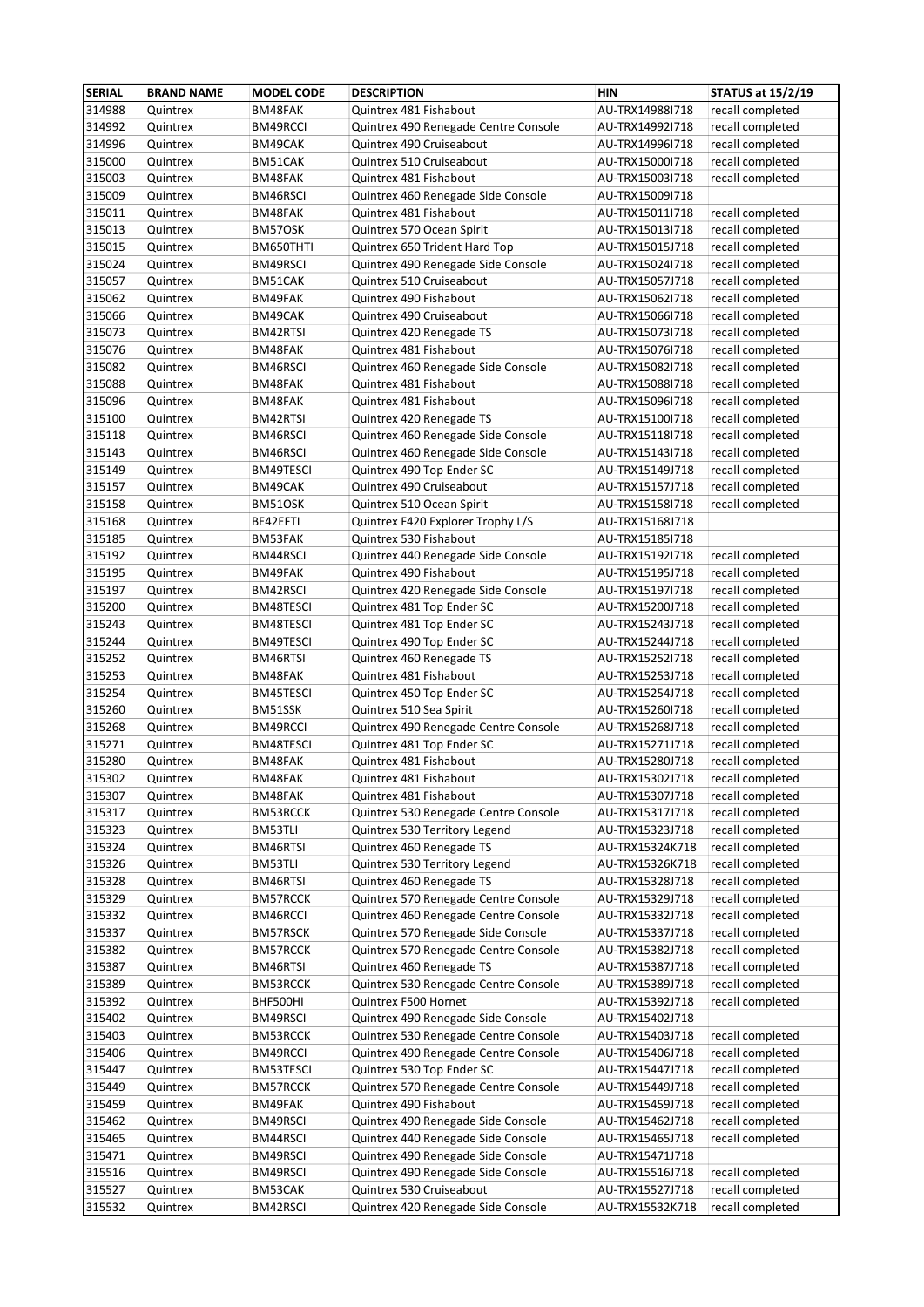| SERIAL | BRAND NAME | MODEL CODE | DESCRIPTION | HIN | STATUS at 15/2/19 |
|---|---|---|---|---|---|
| 314988 | Quintrex | BM48FAK | Quintrex 481 Fishabout | AU-TRX14988I718 | recall completed |
| 314992 | Quintrex | BM49RCCI | Quintrex 490 Renegade Centre Console | AU-TRX14992I718 | recall completed |
| 314996 | Quintrex | BM49CAK | Quintrex 490 Cruiseabout | AU-TRX14996I718 | recall completed |
| 315000 | Quintrex | BM51CAK | Quintrex 510 Cruiseabout | AU-TRX15000I718 | recall completed |
| 315003 | Quintrex | BM48FAK | Quintrex 481 Fishabout | AU-TRX15003I718 | recall completed |
| 315009 | Quintrex | BM46RSCI | Quintrex 460 Renegade Side Console | AU-TRX15009I718 | |
| 315011 | Quintrex | BM48FAK | Quintrex 481 Fishabout | AU-TRX15011I718 | recall completed |
| 315013 | Quintrex | BM57OSK | Quintrex 570 Ocean Spirit | AU-TRX15013I718 | recall completed |
| 315015 | Quintrex | BM650THTI | Quintrex 650 Trident Hard Top | AU-TRX15015J718 | recall completed |
| 315024 | Quintrex | BM49RSCI | Quintrex 490 Renegade Side Console | AU-TRX15024I718 | recall completed |
| 315057 | Quintrex | BM51CAK | Quintrex 510 Cruiseabout | AU-TRX15057J718 | recall completed |
| 315062 | Quintrex | BM49FAK | Quintrex 490 Fishabout | AU-TRX15062I718 | recall completed |
| 315066 | Quintrex | BM49CAK | Quintrex 490 Cruiseabout | AU-TRX15066I718 | recall completed |
| 315073 | Quintrex | BM42RTSI | Quintrex 420 Renegade TS | AU-TRX15073I718 | recall completed |
| 315076 | Quintrex | BM48FAK | Quintrex 481 Fishabout | AU-TRX15076I718 | recall completed |
| 315082 | Quintrex | BM46RSCI | Quintrex 460 Renegade Side Console | AU-TRX15082I718 | recall completed |
| 315088 | Quintrex | BM48FAK | Quintrex 481 Fishabout | AU-TRX15088I718 | recall completed |
| 315096 | Quintrex | BM48FAK | Quintrex 481 Fishabout | AU-TRX15096I718 | recall completed |
| 315100 | Quintrex | BM42RTSI | Quintrex 420 Renegade TS | AU-TRX15100I718 | recall completed |
| 315118 | Quintrex | BM46RSCI | Quintrex 460 Renegade Side Console | AU-TRX15118I718 | recall completed |
| 315143 | Quintrex | BM46RSCI | Quintrex 460 Renegade Side Console | AU-TRX15143I718 | recall completed |
| 315149 | Quintrex | BM49TESCI | Quintrex 490 Top Ender SC | AU-TRX15149J718 | recall completed |
| 315157 | Quintrex | BM49CAK | Quintrex 490 Cruiseabout | AU-TRX15157J718 | recall completed |
| 315158 | Quintrex | BM51OSK | Quintrex 510 Ocean Spirit | AU-TRX15158I718 | recall completed |
| 315168 | Quintrex | BE42EFTI | Quintrex F420 Explorer Trophy L/S | AU-TRX15168J718 | |
| 315185 | Quintrex | BM53FAK | Quintrex 530 Fishabout | AU-TRX15185I718 | |
| 315192 | Quintrex | BM44RSCI | Quintrex 440 Renegade Side Console | AU-TRX15192I718 | recall completed |
| 315195 | Quintrex | BM49FAK | Quintrex 490 Fishabout | AU-TRX15195J718 | recall completed |
| 315197 | Quintrex | BM42RSCI | Quintrex 420 Renegade Side Console | AU-TRX15197I718 | recall completed |
| 315200 | Quintrex | BM48TESCI | Quintrex 481 Top Ender SC | AU-TRX15200J718 | recall completed |
| 315243 | Quintrex | BM48TESCI | Quintrex 481 Top Ender SC | AU-TRX15243J718 | recall completed |
| 315244 | Quintrex | BM49TESCI | Quintrex 490 Top Ender SC | AU-TRX15244J718 | recall completed |
| 315252 | Quintrex | BM46RTSI | Quintrex 460 Renegade TS | AU-TRX15252I718 | recall completed |
| 315253 | Quintrex | BM48FAK | Quintrex 481 Fishabout | AU-TRX15253J718 | recall completed |
| 315254 | Quintrex | BM45TESCI | Quintrex 450 Top Ender SC | AU-TRX15254J718 | recall completed |
| 315260 | Quintrex | BM51SSK | Quintrex 510 Sea Spirit | AU-TRX15260I718 | recall completed |
| 315268 | Quintrex | BM49RCCI | Quintrex 490 Renegade Centre Console | AU-TRX15268J718 | recall completed |
| 315271 | Quintrex | BM48TESCI | Quintrex 481 Top Ender SC | AU-TRX15271J718 | recall completed |
| 315280 | Quintrex | BM48FAK | Quintrex 481 Fishabout | AU-TRX15280J718 | recall completed |
| 315302 | Quintrex | BM48FAK | Quintrex 481 Fishabout | AU-TRX15302J718 | recall completed |
| 315307 | Quintrex | BM48FAK | Quintrex 481 Fishabout | AU-TRX15307J718 | recall completed |
| 315317 | Quintrex | BM53RCCK | Quintrex 530 Renegade Centre Console | AU-TRX15317J718 | recall completed |
| 315323 | Quintrex | BM53TLI | Quintrex 530 Territory Legend | AU-TRX15323J718 | recall completed |
| 315324 | Quintrex | BM46RTSI | Quintrex 460 Renegade TS | AU-TRX15324K718 | recall completed |
| 315326 | Quintrex | BM53TLI | Quintrex 530 Territory Legend | AU-TRX15326K718 | recall completed |
| 315328 | Quintrex | BM46RTSI | Quintrex 460 Renegade TS | AU-TRX15328J718 | recall completed |
| 315329 | Quintrex | BM57RCCK | Quintrex 570 Renegade Centre Console | AU-TRX15329J718 | recall completed |
| 315332 | Quintrex | BM46RCCI | Quintrex 460 Renegade Centre Console | AU-TRX15332J718 | recall completed |
| 315337 | Quintrex | BM57RSCK | Quintrex 570 Renegade Side Console | AU-TRX15337J718 | recall completed |
| 315382 | Quintrex | BM57RCCK | Quintrex 570 Renegade Centre Console | AU-TRX15382J718 | recall completed |
| 315387 | Quintrex | BM46RTSI | Quintrex 460 Renegade TS | AU-TRX15387J718 | recall completed |
| 315389 | Quintrex | BM53RCCK | Quintrex 530 Renegade Centre Console | AU-TRX15389J718 | recall completed |
| 315392 | Quintrex | BHF500HI | Quintrex F500 Hornet | AU-TRX15392J718 | recall completed |
| 315402 | Quintrex | BM49RSCI | Quintrex 490 Renegade Side Console | AU-TRX15402J718 | |
| 315403 | Quintrex | BM53RCCK | Quintrex 530 Renegade Centre Console | AU-TRX15403J718 | recall completed |
| 315406 | Quintrex | BM49RCCI | Quintrex 490 Renegade Centre Console | AU-TRX15406J718 | recall completed |
| 315447 | Quintrex | BM53TESCI | Quintrex 530 Top Ender SC | AU-TRX15447J718 | recall completed |
| 315449 | Quintrex | BM57RCCK | Quintrex 570 Renegade Centre Console | AU-TRX15449J718 | recall completed |
| 315459 | Quintrex | BM49FAK | Quintrex 490 Fishabout | AU-TRX15459J718 | recall completed |
| 315462 | Quintrex | BM49RSCI | Quintrex 490 Renegade Side Console | AU-TRX15462J718 | recall completed |
| 315465 | Quintrex | BM44RSCI | Quintrex 440 Renegade Side Console | AU-TRX15465J718 | recall completed |
| 315471 | Quintrex | BM49RSCI | Quintrex 490 Renegade Side Console | AU-TRX15471J718 | |
| 315516 | Quintrex | BM49RSCI | Quintrex 490 Renegade Side Console | AU-TRX15516J718 | recall completed |
| 315527 | Quintrex | BM53CAK | Quintrex 530 Cruiseabout | AU-TRX15527J718 | recall completed |
| 315532 | Quintrex | BM42RSCI | Quintrex 420 Renegade Side Console | AU-TRX15532K718 | recall completed |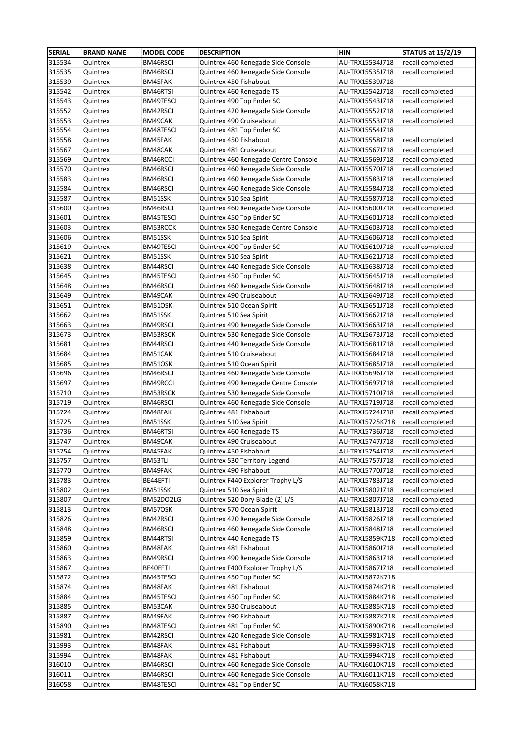| SERIAL | BRAND NAME | MODEL CODE | DESCRIPTION | HIN | STATUS at 15/2/19 |
|---|---|---|---|---|---|
| 315534 | Quintrex | BM46RSCI | Quintrex 460 Renegade Side Console | AU-TRX15534J718 | recall completed |
| 315535 | Quintrex | BM46RSCI | Quintrex 460 Renegade Side Console | AU-TRX15535J718 | recall completed |
| 315539 | Quintrex | BM45FAK | Quintrex 450 Fishabout | AU-TRX15539J718 | |
| 315542 | Quintrex | BM46RTSI | Quintrex 460 Renegade TS | AU-TRX15542J718 | recall completed |
| 315543 | Quintrex | BM49TESCI | Quintrex 490 Top Ender SC | AU-TRX15543J718 | recall completed |
| 315552 | Quintrex | BM42RSCI | Quintrex 420 Renegade Side Console | AU-TRX15552J718 | recall completed |
| 315553 | Quintrex | BM49CAK | Quintrex 490 Cruiseabout | AU-TRX15553J718 | recall completed |
| 315554 | Quintrex | BM48TESCI | Quintrex 481 Top Ender SC | AU-TRX15554J718 | |
| 315558 | Quintrex | BM45FAK | Quintrex 450 Fishabout | AU-TRX15558J718 | recall completed |
| 315567 | Quintrex | BM48CAK | Quintrex 481 Cruiseabout | AU-TRX15567J718 | recall completed |
| 315569 | Quintrex | BM46RCCI | Quintrex 460 Renegade Centre Console | AU-TRX15569J718 | recall completed |
| 315570 | Quintrex | BM46RSCI | Quintrex 460 Renegade Side Console | AU-TRX15570J718 | recall completed |
| 315583 | Quintrex | BM46RSCI | Quintrex 460 Renegade Side Console | AU-TRX15583J718 | recall completed |
| 315584 | Quintrex | BM46RSCI | Quintrex 460 Renegade Side Console | AU-TRX15584J718 | recall completed |
| 315587 | Quintrex | BM51SSK | Quintrex 510 Sea Spirit | AU-TRX15587J718 | recall completed |
| 315600 | Quintrex | BM46RSCI | Quintrex 460 Renegade Side Console | AU-TRX15600J718 | recall completed |
| 315601 | Quintrex | BM45TESCI | Quintrex 450 Top Ender SC | AU-TRX15601J718 | recall completed |
| 315603 | Quintrex | BM53RCCK | Quintrex 530 Renegade Centre Console | AU-TRX15603J718 | recall completed |
| 315606 | Quintrex | BM51SSK | Quintrex 510 Sea Spirit | AU-TRX15606J718 | recall completed |
| 315619 | Quintrex | BM49TESCI | Quintrex 490 Top Ender SC | AU-TRX15619J718 | recall completed |
| 315621 | Quintrex | BM51SSK | Quintrex 510 Sea Spirit | AU-TRX15621J718 | recall completed |
| 315638 | Quintrex | BM44RSCI | Quintrex 440 Renegade Side Console | AU-TRX15638J718 | recall completed |
| 315645 | Quintrex | BM45TESCI | Quintrex 450 Top Ender SC | AU-TRX15645J718 | recall completed |
| 315648 | Quintrex | BM46RSCI | Quintrex 460 Renegade Side Console | AU-TRX15648J718 | recall completed |
| 315649 | Quintrex | BM49CAK | Quintrex 490 Cruiseabout | AU-TRX15649J718 | recall completed |
| 315651 | Quintrex | BM51OSK | Quintrex 510 Ocean Spirit | AU-TRX15651J718 | recall completed |
| 315662 | Quintrex | BM51SSK | Quintrex 510 Sea Spirit | AU-TRX15662J718 | recall completed |
| 315663 | Quintrex | BM49RSCI | Quintrex 490 Renegade Side Console | AU-TRX15663J718 | recall completed |
| 315673 | Quintrex | BM53RSCK | Quintrex 530 Renegade Side Console | AU-TRX15673J718 | recall completed |
| 315681 | Quintrex | BM44RSCI | Quintrex 440 Renegade Side Console | AU-TRX15681J718 | recall completed |
| 315684 | Quintrex | BM51CAK | Quintrex 510 Cruiseabout | AU-TRX15684J718 | recall completed |
| 315685 | Quintrex | BM51OSK | Quintrex 510 Ocean Spirit | AU-TRX15685J718 | recall completed |
| 315696 | Quintrex | BM46RSCI | Quintrex 460 Renegade Side Console | AU-TRX15696J718 | recall completed |
| 315697 | Quintrex | BM49RCCI | Quintrex 490 Renegade Centre Console | AU-TRX15697J718 | recall completed |
| 315710 | Quintrex | BM53RSCK | Quintrex 530 Renegade Side Console | AU-TRX15710J718 | recall completed |
| 315719 | Quintrex | BM46RSCI | Quintrex 460 Renegade Side Console | AU-TRX15719J718 | recall completed |
| 315724 | Quintrex | BM48FAK | Quintrex 481 Fishabout | AU-TRX15724J718 | recall completed |
| 315725 | Quintrex | BM51SSK | Quintrex 510 Sea Spirit | AU-TRX15725K718 | recall completed |
| 315736 | Quintrex | BM46RTSI | Quintrex 460 Renegade TS | AU-TRX15736J718 | recall completed |
| 315747 | Quintrex | BM49CAK | Quintrex 490 Cruiseabout | AU-TRX15747J718 | recall completed |
| 315754 | Quintrex | BM45FAK | Quintrex 450 Fishabout | AU-TRX15754J718 | recall completed |
| 315757 | Quintrex | BM53TLI | Quintrex 530 Territory Legend | AU-TRX15757J718 | recall completed |
| 315770 | Quintrex | BM49FAK | Quintrex 490 Fishabout | AU-TRX15770J718 | recall completed |
| 315783 | Quintrex | BE44EFTI | Quintrex F440 Explorer Trophy L/S | AU-TRX15783J718 | recall completed |
| 315802 | Quintrex | BM51SSK | Quintrex 510 Sea Spirit | AU-TRX15802J718 | recall completed |
| 315807 | Quintrex | BM52DO2LG | Quintrex 520 Dory Blade (2) L/S | AU-TRX15807J718 | recall completed |
| 315813 | Quintrex | BM57OSK | Quintrex 570 Ocean Spirit | AU-TRX15813J718 | recall completed |
| 315826 | Quintrex | BM42RSCI | Quintrex 420 Renegade Side Console | AU-TRX15826J718 | recall completed |
| 315848 | Quintrex | BM46RSCI | Quintrex 460 Renegade Side Console | AU-TRX15848J718 | recall completed |
| 315859 | Quintrex | BM44RTSI | Quintrex 440 Renegade TS | AU-TRX15859K718 | recall completed |
| 315860 | Quintrex | BM48FAK | Quintrex 481 Fishabout | AU-TRX15860J718 | recall completed |
| 315863 | Quintrex | BM49RSCI | Quintrex 490 Renegade Side Console | AU-TRX15863J718 | recall completed |
| 315867 | Quintrex | BE40EFTI | Quintrex F400 Explorer Trophy L/S | AU-TRX15867J718 | recall completed |
| 315872 | Quintrex | BM45TESCI | Quintrex 450 Top Ender SC | AU-TRX15872K718 | |
| 315874 | Quintrex | BM48FAK | Quintrex 481 Fishabout | AU-TRX15874K718 | recall completed |
| 315884 | Quintrex | BM45TESCI | Quintrex 450 Top Ender SC | AU-TRX15884K718 | recall completed |
| 315885 | Quintrex | BM53CAK | Quintrex 530 Cruiseabout | AU-TRX15885K718 | recall completed |
| 315887 | Quintrex | BM49FAK | Quintrex 490 Fishabout | AU-TRX15887K718 | recall completed |
| 315890 | Quintrex | BM48TESCI | Quintrex 481 Top Ender SC | AU-TRX15890K718 | recall completed |
| 315981 | Quintrex | BM42RSCI | Quintrex 420 Renegade Side Console | AU-TRX15981K718 | recall completed |
| 315993 | Quintrex | BM48FAK | Quintrex 481 Fishabout | AU-TRX15993K718 | recall completed |
| 315994 | Quintrex | BM48FAK | Quintrex 481 Fishabout | AU-TRX15994K718 | recall completed |
| 316010 | Quintrex | BM46RSCI | Quintrex 460 Renegade Side Console | AU-TRX16010K718 | recall completed |
| 316011 | Quintrex | BM46RSCI | Quintrex 460 Renegade Side Console | AU-TRX16011K718 | recall completed |
| 316058 | Quintrex | BM48TESCI | Quintrex 481 Top Ender SC | AU-TRX16058K718 | |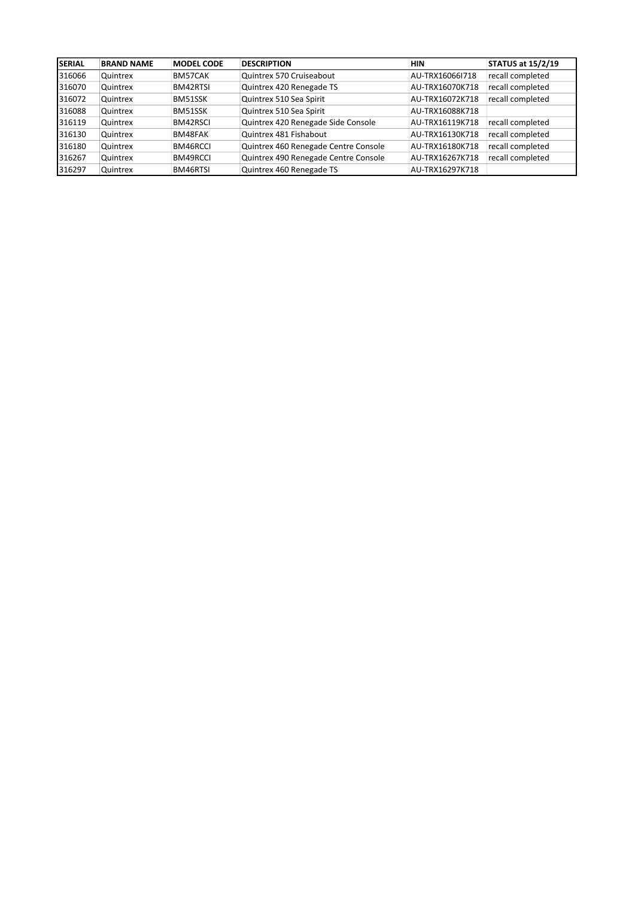| SERIAL | BRAND NAME | MODEL CODE | DESCRIPTION | HIN | STATUS at 15/2/19 |
|---|---|---|---|---|---|
| 316066 | Quintrex | BM57CAK | Quintrex 570 Cruiseabout | AU-TRX16066I718 | recall completed |
| 316070 | Quintrex | BM42RTSI | Quintrex 420 Renegade TS | AU-TRX16070K718 | recall completed |
| 316072 | Quintrex | BM51SSK | Quintrex 510 Sea Spirit | AU-TRX16072K718 | recall completed |
| 316088 | Quintrex | BM51SSK | Quintrex 510 Sea Spirit | AU-TRX16088K718 | |
| 316119 | Quintrex | BM42RSCI | Quintrex 420 Renegade Side Console | AU-TRX16119K718 | recall completed |
| 316130 | Quintrex | BM48FAK | Quintrex 481 Fishabout | AU-TRX16130K718 | recall completed |
| 316180 | Quintrex | BM46RCCI | Quintrex 460 Renegade Centre Console | AU-TRX16180K718 | recall completed |
| 316267 | Quintrex | BM49RCCI | Quintrex 490 Renegade Centre Console | AU-TRX16267K718 | recall completed |
| 316297 | Quintrex | BM46RTSI | Quintrex 460 Renegade TS | AU-TRX16297K718 | |